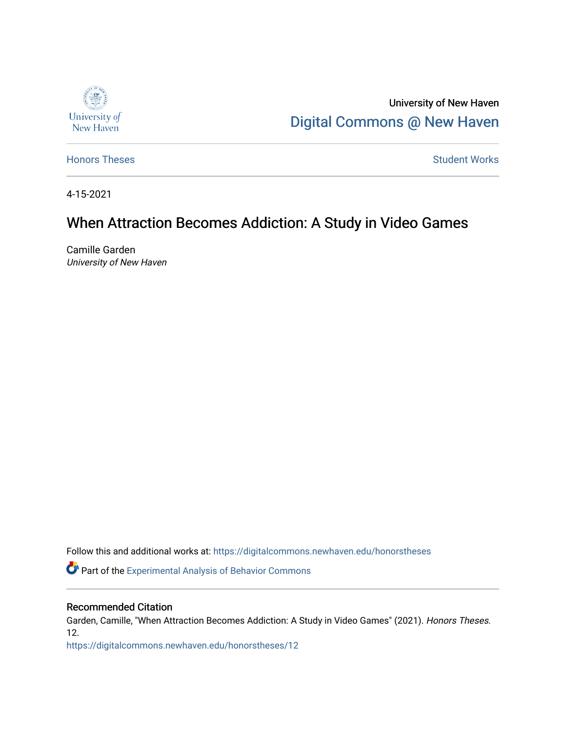University of New Haven

Digital Commons @ New Haven

Honors Theses

Student Works

4-15-2021

# When Attraction Becomes Addiction: A Study in Video Games

Camille Garden
*University of New Haven*

Follow this and additional works at: https://digitalcommons.newhaven.edu/honorstheses

Part of the Experimental Analysis of Behavior Commons

## Recommended Citation

Garden, Camille, "When Attraction Becomes Addiction: A Study in Video Games" (2021). *Honors Theses*. 12.
https://digitalcommons.newhaven.edu/honorstheses/12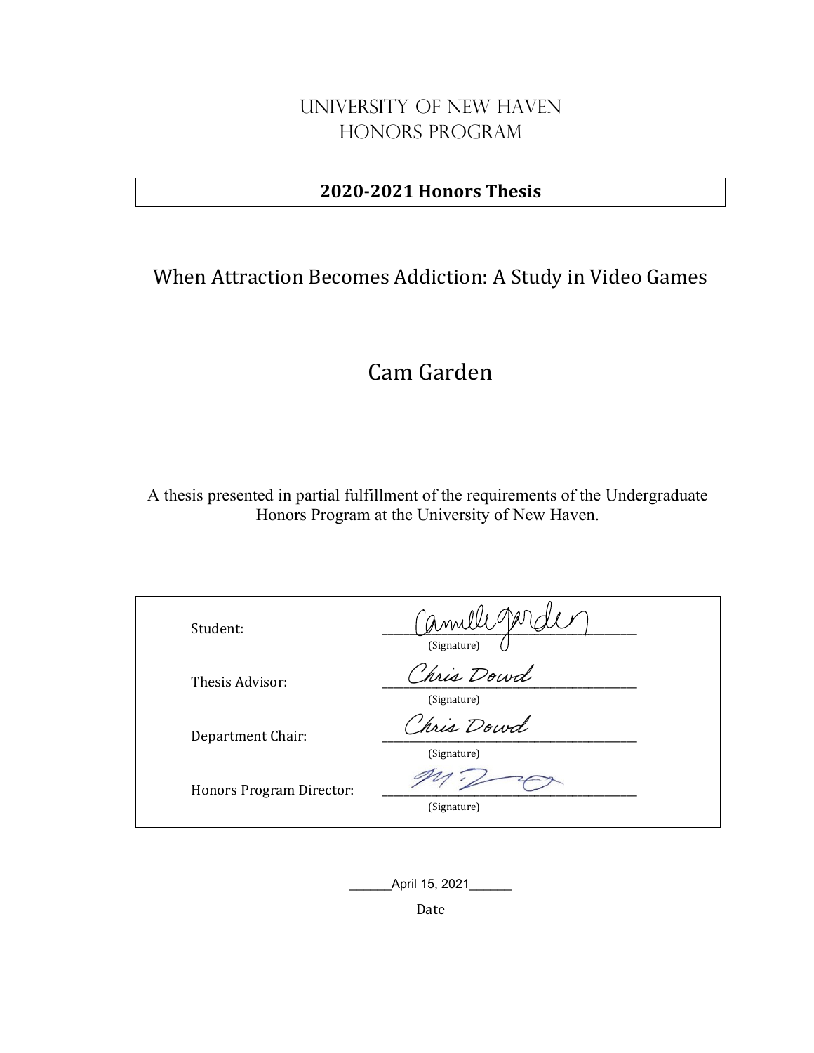# University of New Haven
# Honors Program

**2020-2021 Honors Thesis**

## When Attraction Becomes Addiction: A Study in Video Games

## Cam Garden

A thesis presented in partial fulfillment of the requirements of the Undergraduate Honors Program at the University of New Haven.

| | |
|---|---|
| Student: | Camille Garden (Signature) |
| Thesis Advisor: | Chris Dowd (Signature) |
| Department Chair: | Chris Dowd (Signature) |
| Honors Program Director: | (Signature) |

\_\_\_\_\_\_April 15, 2021\_\_\_\_\_\_

Date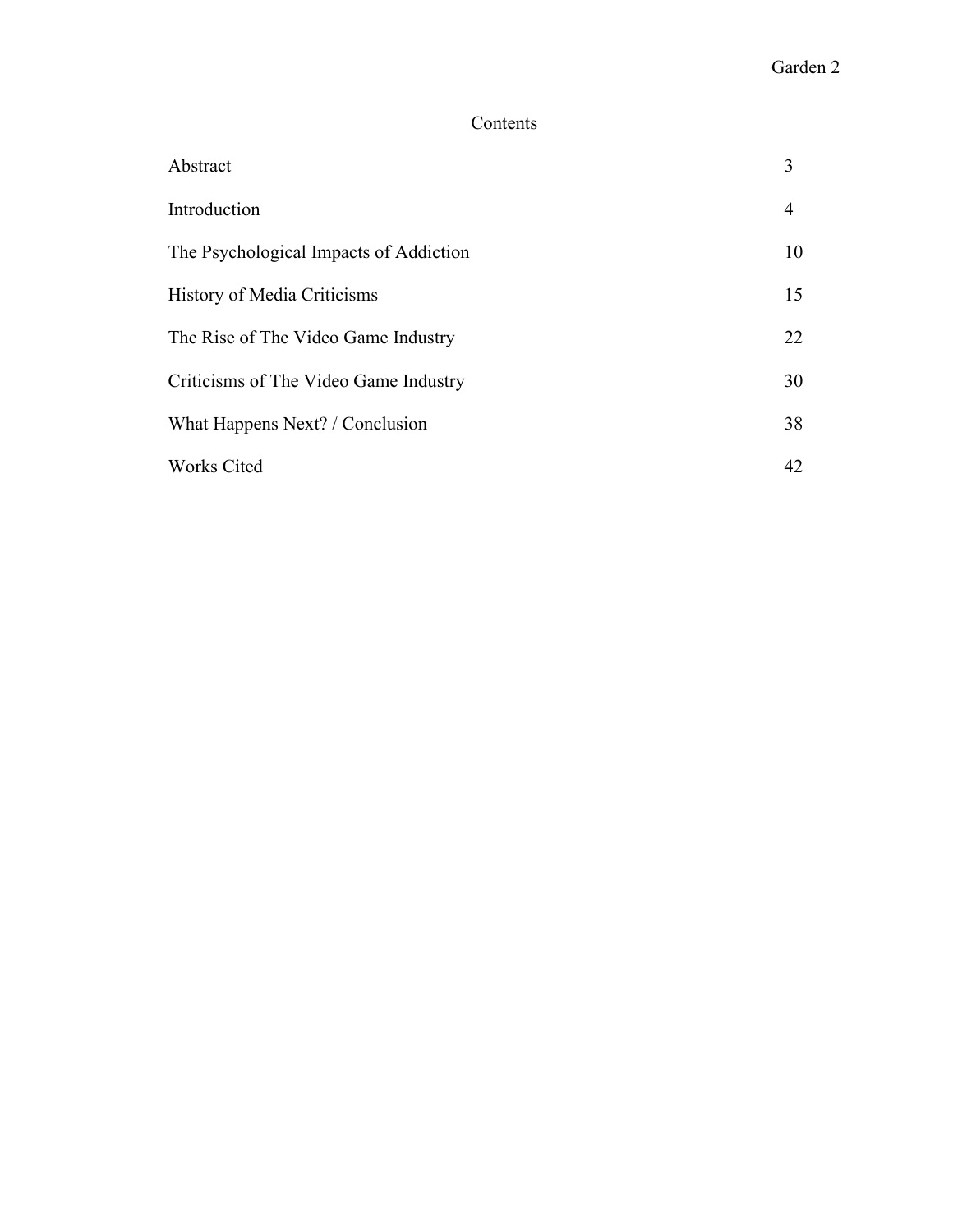# Contents

| | |
|---|---|
| Abstract | 3 |
| Introduction | 4 |
| The Psychological Impacts of Addiction | 10 |
| History of Media Criticisms | 15 |
| The Rise of The Video Game Industry | 22 |
| Criticisms of The Video Game Industry | 30 |
| What Happens Next? / Conclusion | 38 |
| Works Cited | 42 |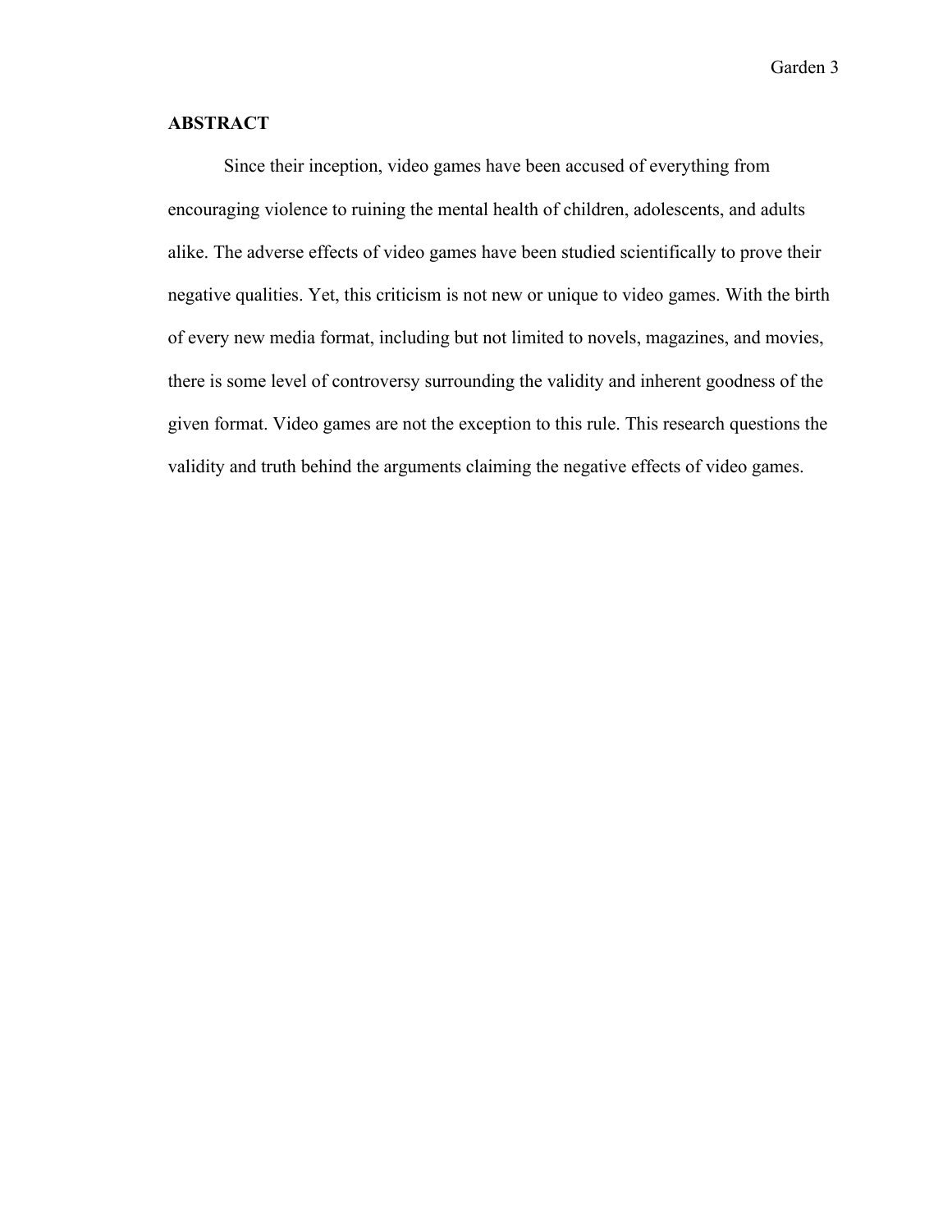## ABSTRACT

Since their inception, video games have been accused of everything from encouraging violence to ruining the mental health of children, adolescents, and adults alike. The adverse effects of video games have been studied scientifically to prove their negative qualities. Yet, this criticism is not new or unique to video games. With the birth of every new media format, including but not limited to novels, magazines, and movies, there is some level of controversy surrounding the validity and inherent goodness of the given format. Video games are not the exception to this rule. This research questions the validity and truth behind the arguments claiming the negative effects of video games.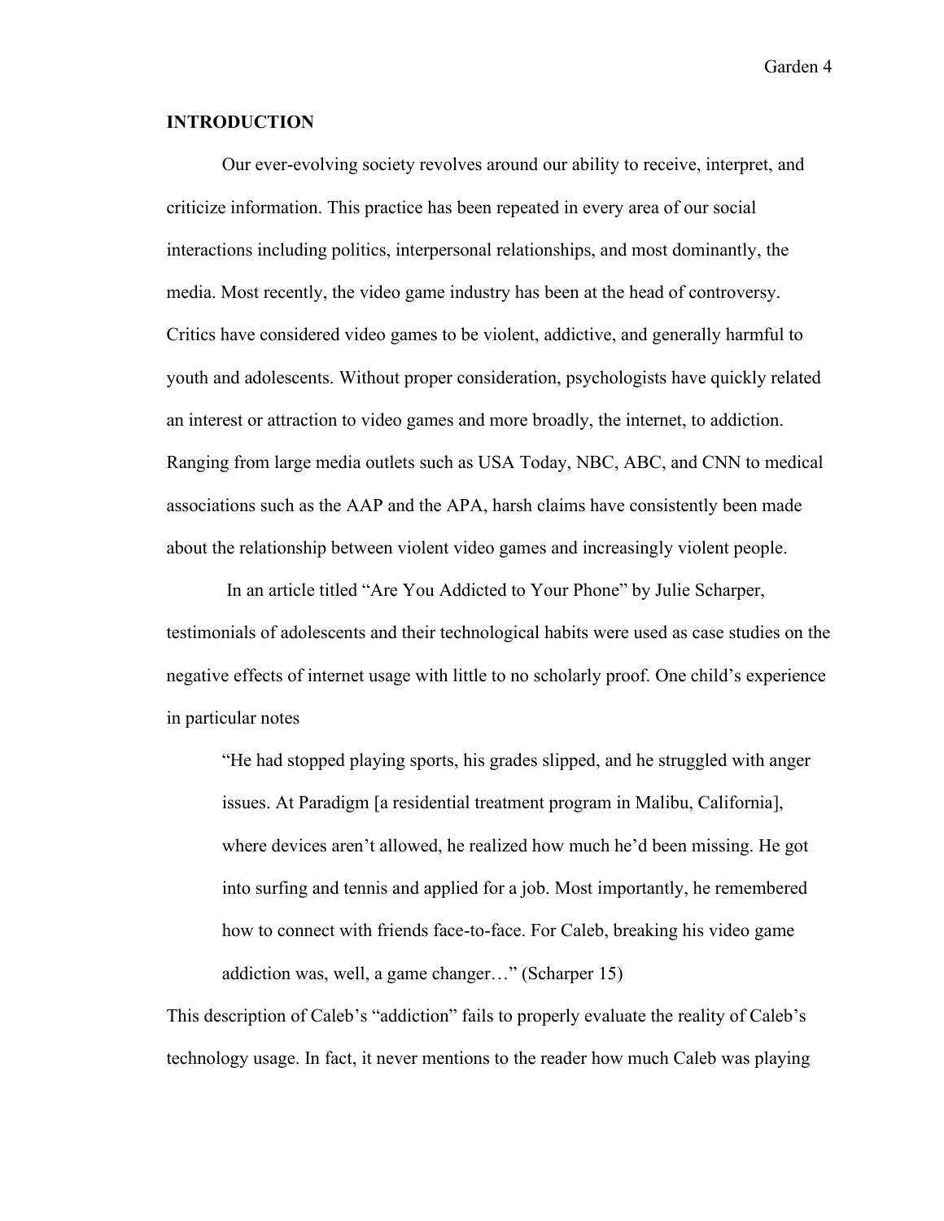## INTRODUCTION

Our ever-evolving society revolves around our ability to receive, interpret, and criticize information. This practice has been repeated in every area of our social interactions including politics, interpersonal relationships, and most dominantly, the media. Most recently, the video game industry has been at the head of controversy. Critics have considered video games to be violent, addictive, and generally harmful to youth and adolescents. Without proper consideration, psychologists have quickly related an interest or attraction to video games and more broadly, the internet, to addiction. Ranging from large media outlets such as USA Today, NBC, ABC, and CNN to medical associations such as the AAP and the APA, harsh claims have consistently been made about the relationship between violent video games and increasingly violent people.

In an article titled "Are You Addicted to Your Phone" by Julie Scharper, testimonials of adolescents and their technological habits were used as case studies on the negative effects of internet usage with little to no scholarly proof. One child's experience in particular notes

> "He had stopped playing sports, his grades slipped, and he struggled with anger issues. At Paradigm [a residential treatment program in Malibu, California], where devices aren't allowed, he realized how much he'd been missing. He got into surfing and tennis and applied for a job. Most importantly, he remembered how to connect with friends face-to-face. For Caleb, breaking his video game addiction was, well, a game changer…" (Scharper 15)

This description of Caleb's "addiction" fails to properly evaluate the reality of Caleb's technology usage. In fact, it never mentions to the reader how much Caleb was playing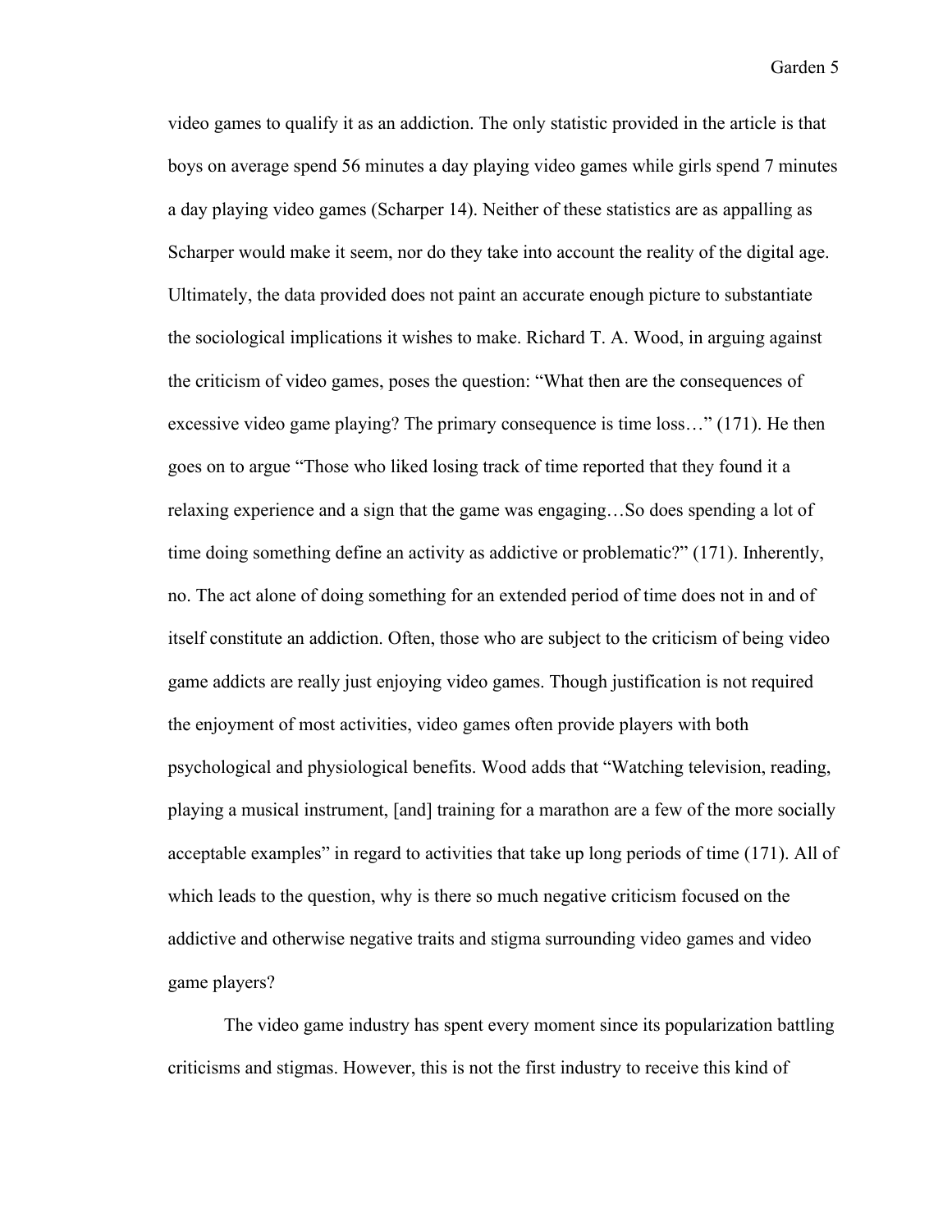video games to qualify it as an addiction. The only statistic provided in the article is that boys on average spend 56 minutes a day playing video games while girls spend 7 minutes a day playing video games (Scharper 14). Neither of these statistics are as appalling as Scharper would make it seem, nor do they take into account the reality of the digital age. Ultimately, the data provided does not paint an accurate enough picture to substantiate the sociological implications it wishes to make. Richard T. A. Wood, in arguing against the criticism of video games, poses the question: "What then are the consequences of excessive video game playing? The primary consequence is time loss…" (171). He then goes on to argue "Those who liked losing track of time reported that they found it a relaxing experience and a sign that the game was engaging…So does spending a lot of time doing something define an activity as addictive or problematic?" (171). Inherently, no. The act alone of doing something for an extended period of time does not in and of itself constitute an addiction. Often, those who are subject to the criticism of being video game addicts are really just enjoying video games. Though justification is not required the enjoyment of most activities, video games often provide players with both psychological and physiological benefits. Wood adds that "Watching television, reading, playing a musical instrument, [and] training for a marathon are a few of the more socially acceptable examples" in regard to activities that take up long periods of time (171). All of which leads to the question, why is there so much negative criticism focused on the addictive and otherwise negative traits and stigma surrounding video games and video game players?

The video game industry has spent every moment since its popularization battling criticisms and stigmas. However, this is not the first industry to receive this kind of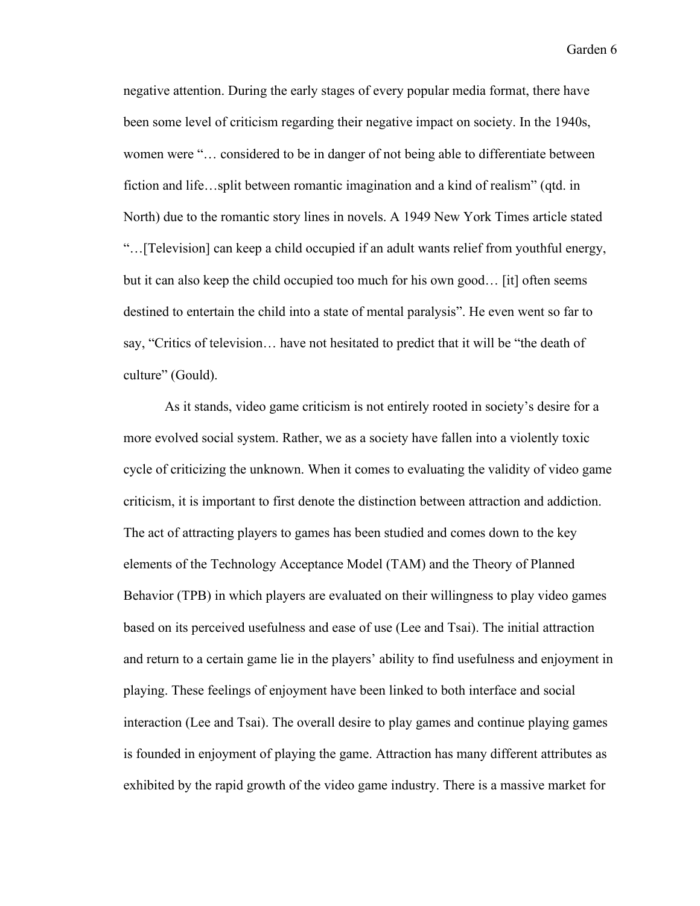negative attention. During the early stages of every popular media format, there have been some level of criticism regarding their negative impact on society. In the 1940s, women were "… considered to be in danger of not being able to differentiate between fiction and life…split between romantic imagination and a kind of realism" (qtd. in North) due to the romantic story lines in novels. A 1949 New York Times article stated "…[Television] can keep a child occupied if an adult wants relief from youthful energy, but it can also keep the child occupied too much for his own good… [it] often seems destined to entertain the child into a state of mental paralysis". He even went so far to say, "Critics of television… have not hesitated to predict that it will be "the death of culture" (Gould).

As it stands, video game criticism is not entirely rooted in society's desire for a more evolved social system. Rather, we as a society have fallen into a violently toxic cycle of criticizing the unknown. When it comes to evaluating the validity of video game criticism, it is important to first denote the distinction between attraction and addiction. The act of attracting players to games has been studied and comes down to the key elements of the Technology Acceptance Model (TAM) and the Theory of Planned Behavior (TPB) in which players are evaluated on their willingness to play video games based on its perceived usefulness and ease of use (Lee and Tsai). The initial attraction and return to a certain game lie in the players' ability to find usefulness and enjoyment in playing. These feelings of enjoyment have been linked to both interface and social interaction (Lee and Tsai). The overall desire to play games and continue playing games is founded in enjoyment of playing the game. Attraction has many different attributes as exhibited by the rapid growth of the video game industry. There is a massive market for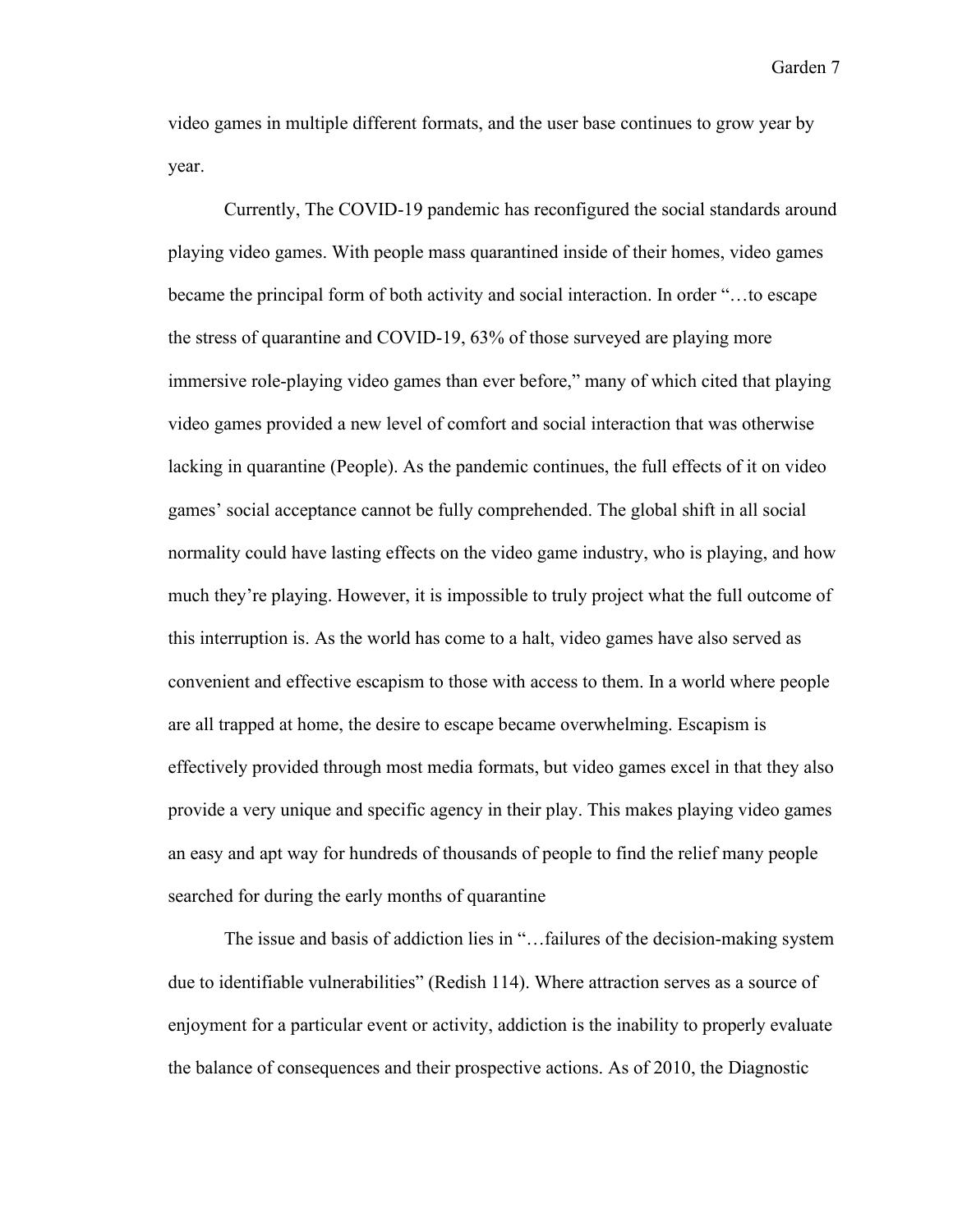video games in multiple different formats, and the user base continues to grow year by year.

Currently, The COVID-19 pandemic has reconfigured the social standards around playing video games. With people mass quarantined inside of their homes, video games became the principal form of both activity and social interaction. In order "…to escape the stress of quarantine and COVID-19, 63% of those surveyed are playing more immersive role-playing video games than ever before," many of which cited that playing video games provided a new level of comfort and social interaction that was otherwise lacking in quarantine (People). As the pandemic continues, the full effects of it on video games' social acceptance cannot be fully comprehended. The global shift in all social normality could have lasting effects on the video game industry, who is playing, and how much they're playing. However, it is impossible to truly project what the full outcome of this interruption is. As the world has come to a halt, video games have also served as convenient and effective escapism to those with access to them. In a world where people are all trapped at home, the desire to escape became overwhelming. Escapism is effectively provided through most media formats, but video games excel in that they also provide a very unique and specific agency in their play. This makes playing video games an easy and apt way for hundreds of thousands of people to find the relief many people searched for during the early months of quarantine

The issue and basis of addiction lies in "…failures of the decision-making system due to identifiable vulnerabilities" (Redish 114). Where attraction serves as a source of enjoyment for a particular event or activity, addiction is the inability to properly evaluate the balance of consequences and their prospective actions. As of 2010, the Diagnostic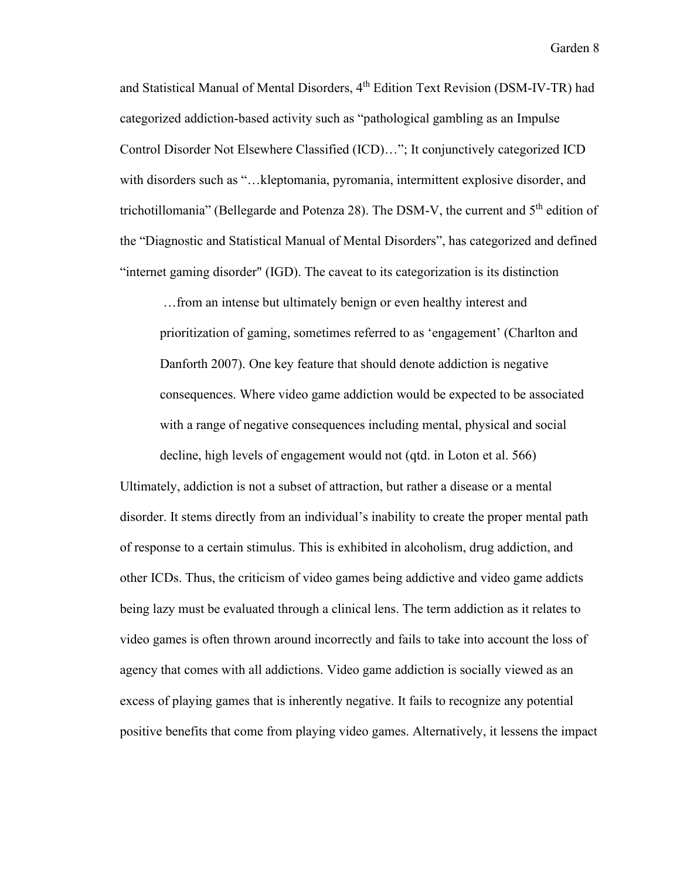and Statistical Manual of Mental Disorders, 4th Edition Text Revision (DSM-IV-TR) had categorized addiction-based activity such as "pathological gambling as an Impulse Control Disorder Not Elsewhere Classified (ICD)…"; It conjunctively categorized ICD with disorders such as "…kleptomania, pyromania, intermittent explosive disorder, and trichotillomania" (Bellegarde and Potenza 28). The DSM-V, the current and 5th edition of the "Diagnostic and Statistical Manual of Mental Disorders", has categorized and defined "internet gaming disorder" (IGD). The caveat to its categorization is its distinction

> …from an intense but ultimately benign or even healthy interest and prioritization of gaming, sometimes referred to as 'engagement' (Charlton and Danforth 2007). One key feature that should denote addiction is negative consequences. Where video game addiction would be expected to be associated with a range of negative consequences including mental, physical and social decline, high levels of engagement would not (qtd. in Loton et al. 566)

Ultimately, addiction is not a subset of attraction, but rather a disease or a mental disorder. It stems directly from an individual's inability to create the proper mental path of response to a certain stimulus. This is exhibited in alcoholism, drug addiction, and other ICDs. Thus, the criticism of video games being addictive and video game addicts being lazy must be evaluated through a clinical lens. The term addiction as it relates to video games is often thrown around incorrectly and fails to take into account the loss of agency that comes with all addictions. Video game addiction is socially viewed as an excess of playing games that is inherently negative. It fails to recognize any potential positive benefits that come from playing video games. Alternatively, it lessens the impact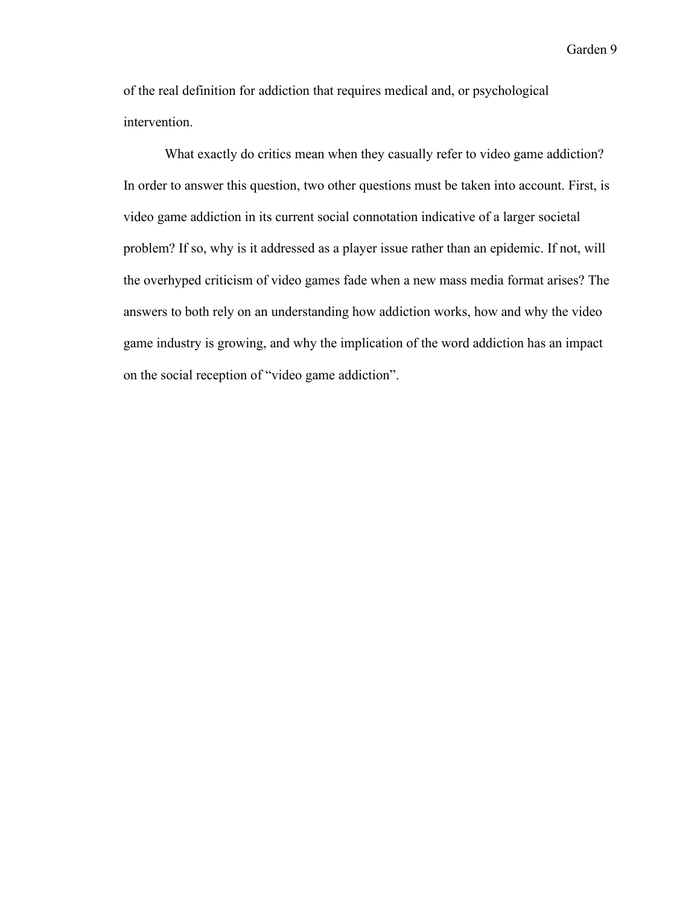of the real definition for addiction that requires medical and, or psychological intervention.

What exactly do critics mean when they casually refer to video game addiction? In order to answer this question, two other questions must be taken into account. First, is video game addiction in its current social connotation indicative of a larger societal problem? If so, why is it addressed as a player issue rather than an epidemic. If not, will the overhyped criticism of video games fade when a new mass media format arises? The answers to both rely on an understanding how addiction works, how and why the video game industry is growing, and why the implication of the word addiction has an impact on the social reception of "video game addiction".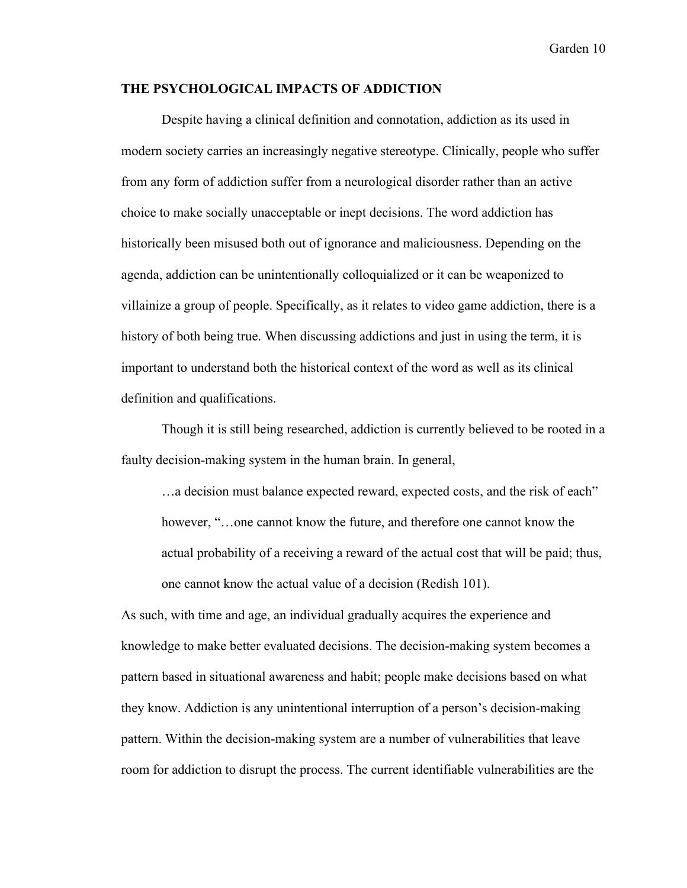## THE PSYCHOLOGICAL IMPACTS OF ADDICTION

Despite having a clinical definition and connotation, addiction as its used in modern society carries an increasingly negative stereotype. Clinically, people who suffer from any form of addiction suffer from a neurological disorder rather than an active choice to make socially unacceptable or inept decisions. The word addiction has historically been misused both out of ignorance and maliciousness. Depending on the agenda, addiction can be unintentionally colloquialized or it can be weaponized to villainize a group of people. Specifically, as it relates to video game addiction, there is a history of both being true. When discussing addictions and just in using the term, it is important to understand both the historical context of the word as well as its clinical definition and qualifications.

Though it is still being researched, addiction is currently believed to be rooted in a faulty decision-making system in the human brain. In general,

> …a decision must balance expected reward, expected costs, and the risk of each" however, "…one cannot know the future, and therefore one cannot know the actual probability of a receiving a reward of the actual cost that will be paid; thus, one cannot know the actual value of a decision (Redish 101).

As such, with time and age, an individual gradually acquires the experience and knowledge to make better evaluated decisions. The decision-making system becomes a pattern based in situational awareness and habit; people make decisions based on what they know. Addiction is any unintentional interruption of a person's decision-making pattern. Within the decision-making system are a number of vulnerabilities that leave room for addiction to disrupt the process. The current identifiable vulnerabilities are the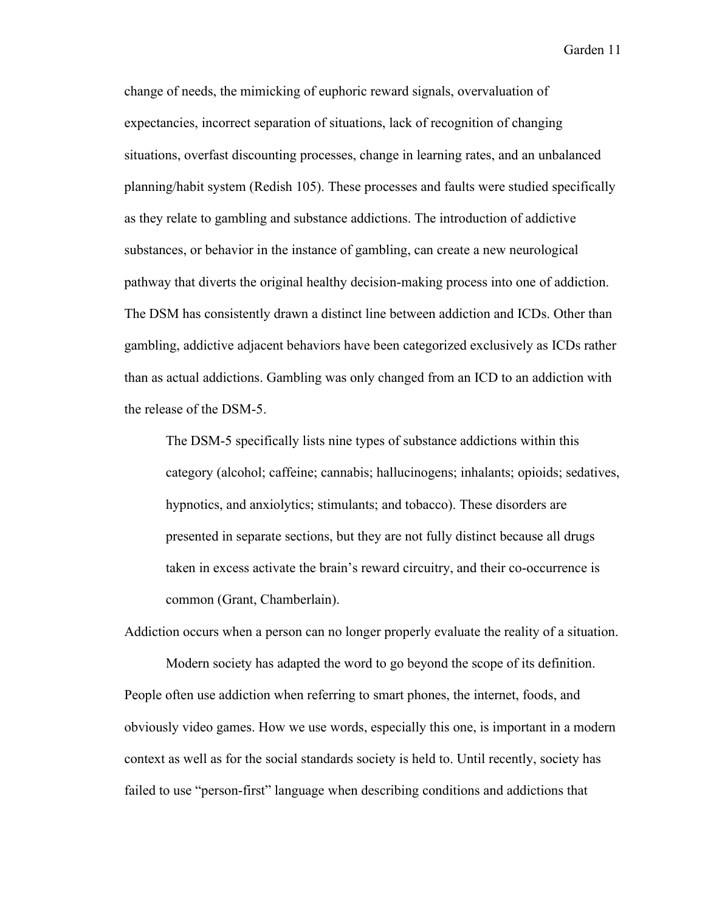change of needs, the mimicking of euphoric reward signals, overvaluation of expectancies, incorrect separation of situations, lack of recognition of changing situations, overfast discounting processes, change in learning rates, and an unbalanced planning/habit system (Redish 105). These processes and faults were studied specifically as they relate to gambling and substance addictions. The introduction of addictive substances, or behavior in the instance of gambling, can create a new neurological pathway that diverts the original healthy decision-making process into one of addiction. The DSM has consistently drawn a distinct line between addiction and ICDs. Other than gambling, addictive adjacent behaviors have been categorized exclusively as ICDs rather than as actual addictions. Gambling was only changed from an ICD to an addiction with the release of the DSM-5.

> The DSM-5 specifically lists nine types of substance addictions within this category (alcohol; caffeine; cannabis; hallucinogens; inhalants; opioids; sedatives, hypnotics, and anxiolytics; stimulants; and tobacco). These disorders are presented in separate sections, but they are not fully distinct because all drugs taken in excess activate the brain's reward circuitry, and their co-occurrence is common (Grant, Chamberlain).

Addiction occurs when a person can no longer properly evaluate the reality of a situation.

Modern society has adapted the word to go beyond the scope of its definition. People often use addiction when referring to smart phones, the internet, foods, and obviously video games. How we use words, especially this one, is important in a modern context as well as for the social standards society is held to. Until recently, society has failed to use "person-first" language when describing conditions and addictions that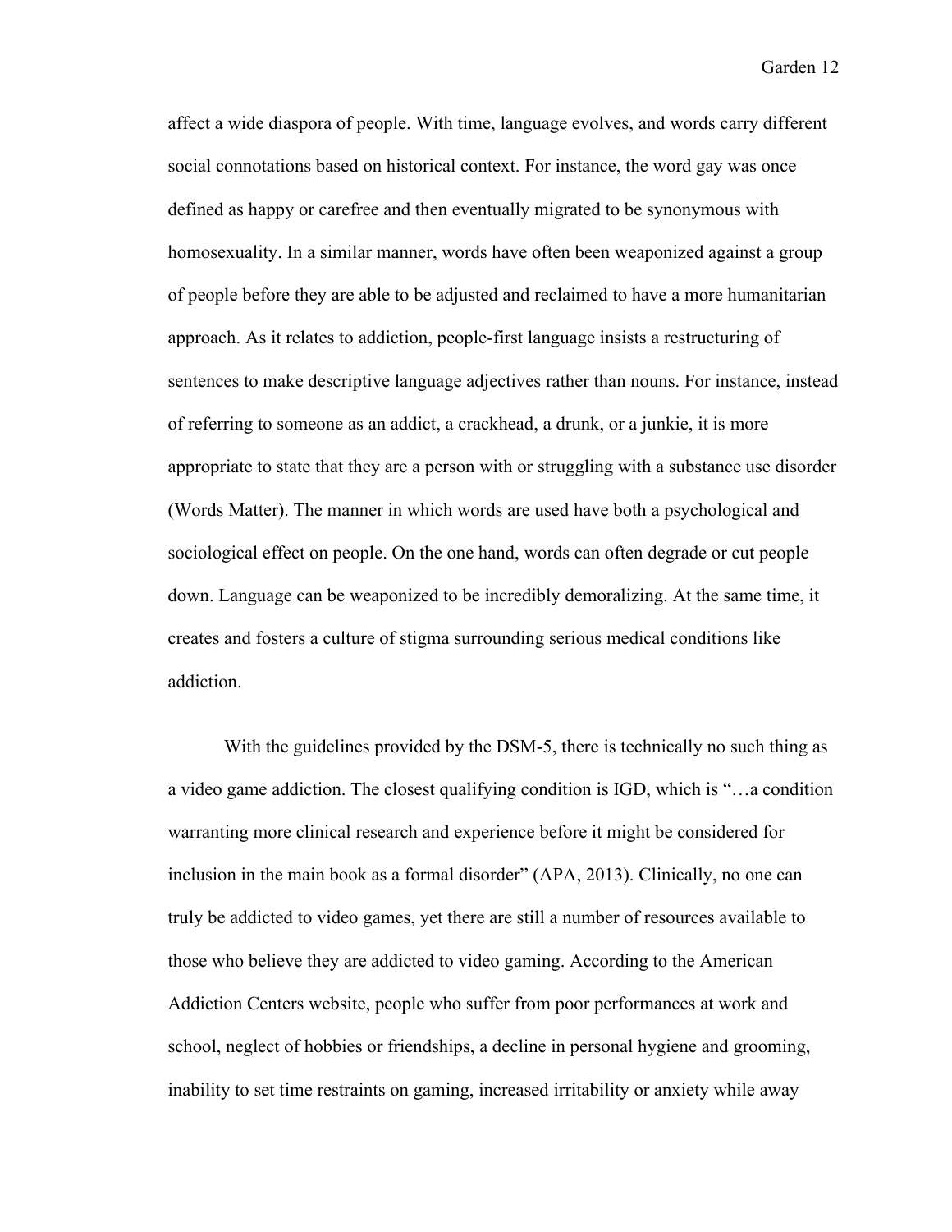affect a wide diaspora of people. With time, language evolves, and words carry different social connotations based on historical context. For instance, the word gay was once defined as happy or carefree and then eventually migrated to be synonymous with homosexuality. In a similar manner, words have often been weaponized against a group of people before they are able to be adjusted and reclaimed to have a more humanitarian approach. As it relates to addiction, people-first language insists a restructuring of sentences to make descriptive language adjectives rather than nouns. For instance, instead of referring to someone as an addict, a crackhead, a drunk, or a junkie, it is more appropriate to state that they are a person with or struggling with a substance use disorder (Words Matter). The manner in which words are used have both a psychological and sociological effect on people. On the one hand, words can often degrade or cut people down. Language can be weaponized to be incredibly demoralizing. At the same time, it creates and fosters a culture of stigma surrounding serious medical conditions like addiction.

With the guidelines provided by the DSM-5, there is technically no such thing as a video game addiction. The closest qualifying condition is IGD, which is "…a condition warranting more clinical research and experience before it might be considered for inclusion in the main book as a formal disorder" (APA, 2013). Clinically, no one can truly be addicted to video games, yet there are still a number of resources available to those who believe they are addicted to video gaming. According to the American Addiction Centers website, people who suffer from poor performances at work and school, neglect of hobbies or friendships, a decline in personal hygiene and grooming, inability to set time restraints on gaming, increased irritability or anxiety while away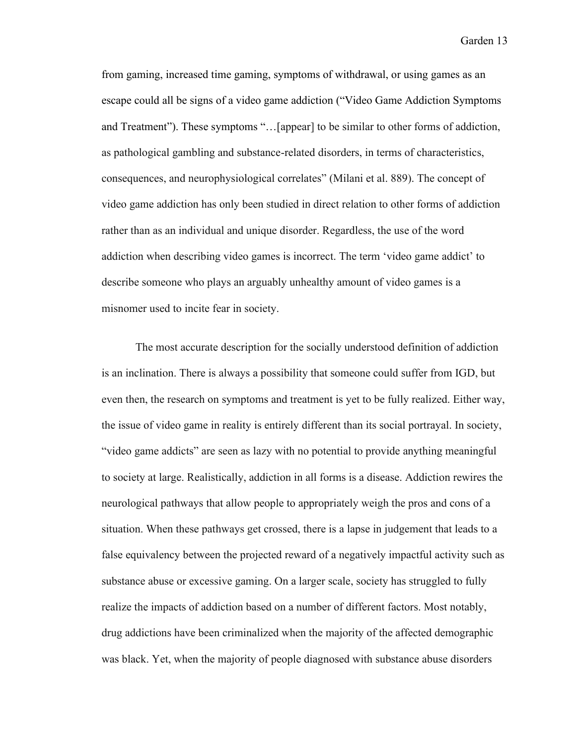from gaming, increased time gaming, symptoms of withdrawal, or using games as an escape could all be signs of a video game addiction ("Video Game Addiction Symptoms and Treatment"). These symptoms "…[appear] to be similar to other forms of addiction, as pathological gambling and substance-related disorders, in terms of characteristics, consequences, and neurophysiological correlates" (Milani et al. 889). The concept of video game addiction has only been studied in direct relation to other forms of addiction rather than as an individual and unique disorder. Regardless, the use of the word addiction when describing video games is incorrect. The term 'video game addict' to describe someone who plays an arguably unhealthy amount of video games is a misnomer used to incite fear in society.

The most accurate description for the socially understood definition of addiction is an inclination. There is always a possibility that someone could suffer from IGD, but even then, the research on symptoms and treatment is yet to be fully realized. Either way, the issue of video game in reality is entirely different than its social portrayal. In society, "video game addicts" are seen as lazy with no potential to provide anything meaningful to society at large. Realistically, addiction in all forms is a disease. Addiction rewires the neurological pathways that allow people to appropriately weigh the pros and cons of a situation. When these pathways get crossed, there is a lapse in judgement that leads to a false equivalency between the projected reward of a negatively impactful activity such as substance abuse or excessive gaming. On a larger scale, society has struggled to fully realize the impacts of addiction based on a number of different factors. Most notably, drug addictions have been criminalized when the majority of the affected demographic was black. Yet, when the majority of people diagnosed with substance abuse disorders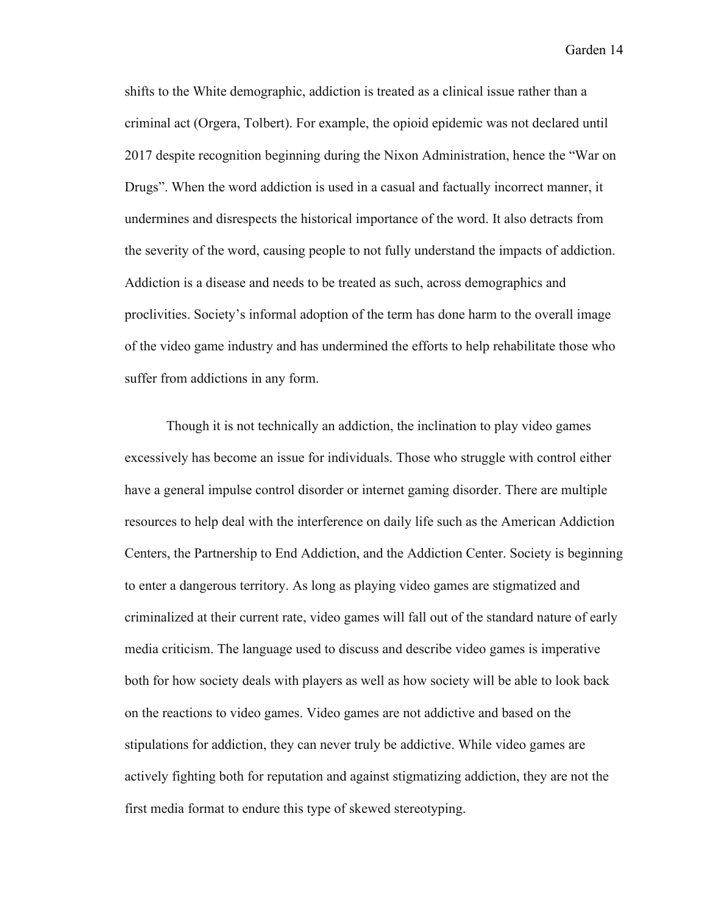shifts to the White demographic, addiction is treated as a clinical issue rather than a criminal act (Orgera, Tolbert). For example, the opioid epidemic was not declared until 2017 despite recognition beginning during the Nixon Administration, hence the "War on Drugs". When the word addiction is used in a casual and factually incorrect manner, it undermines and disrespects the historical importance of the word. It also detracts from the severity of the word, causing people to not fully understand the impacts of addiction. Addiction is a disease and needs to be treated as such, across demographics and proclivities. Society's informal adoption of the term has done harm to the overall image of the video game industry and has undermined the efforts to help rehabilitate those who suffer from addictions in any form.

Though it is not technically an addiction, the inclination to play video games excessively has become an issue for individuals. Those who struggle with control either have a general impulse control disorder or internet gaming disorder. There are multiple resources to help deal with the interference on daily life such as the American Addiction Centers, the Partnership to End Addiction, and the Addiction Center. Society is beginning to enter a dangerous territory. As long as playing video games are stigmatized and criminalized at their current rate, video games will fall out of the standard nature of early media criticism. The language used to discuss and describe video games is imperative both for how society deals with players as well as how society will be able to look back on the reactions to video games. Video games are not addictive and based on the stipulations for addiction, they can never truly be addictive. While video games are actively fighting both for reputation and against stigmatizing addiction, they are not the first media format to endure this type of skewed stereotyping.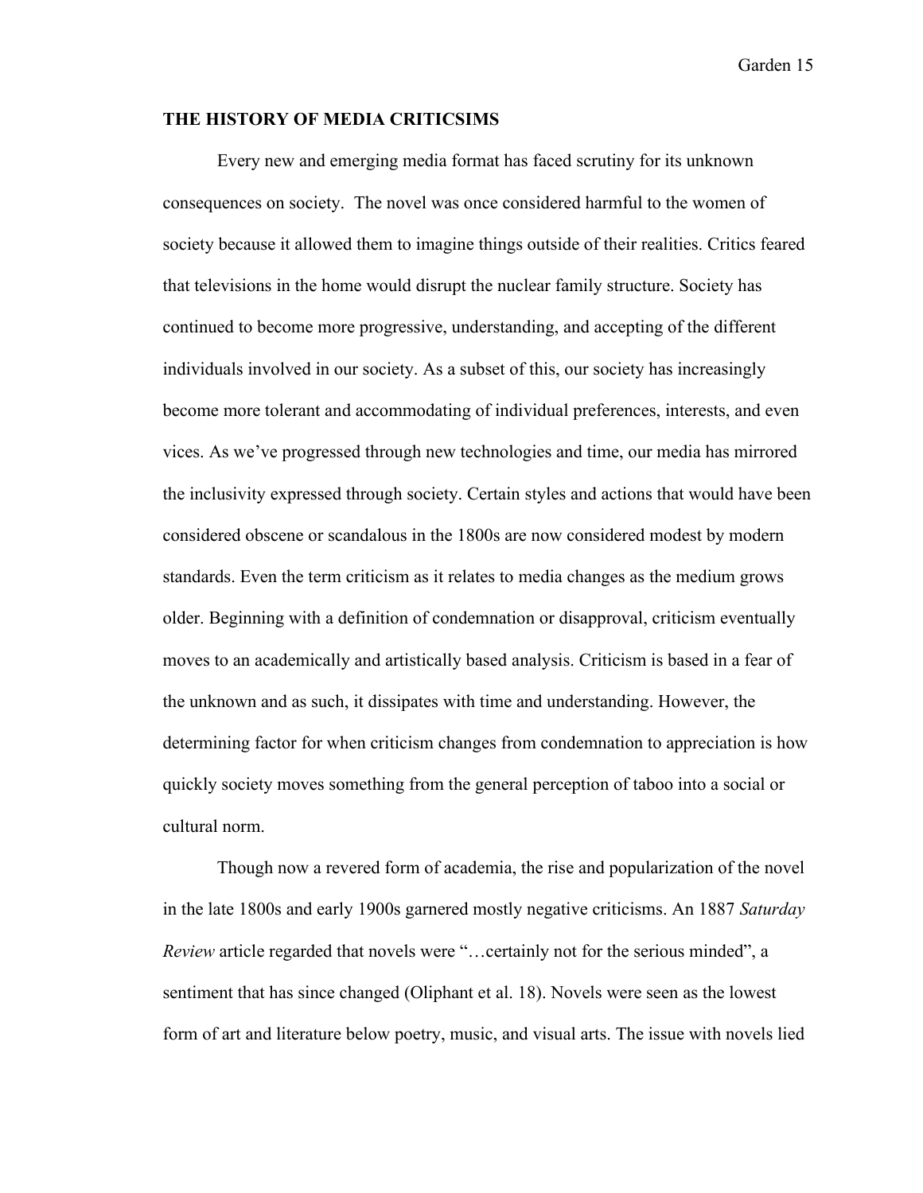## THE HISTORY OF MEDIA CRITICSIMS

Every new and emerging media format has faced scrutiny for its unknown consequences on society. The novel was once considered harmful to the women of society because it allowed them to imagine things outside of their realities. Critics feared that televisions in the home would disrupt the nuclear family structure. Society has continued to become more progressive, understanding, and accepting of the different individuals involved in our society. As a subset of this, our society has increasingly become more tolerant and accommodating of individual preferences, interests, and even vices. As we've progressed through new technologies and time, our media has mirrored the inclusivity expressed through society. Certain styles and actions that would have been considered obscene or scandalous in the 1800s are now considered modest by modern standards. Even the term criticism as it relates to media changes as the medium grows older. Beginning with a definition of condemnation or disapproval, criticism eventually moves to an academically and artistically based analysis. Criticism is based in a fear of the unknown and as such, it dissipates with time and understanding. However, the determining factor for when criticism changes from condemnation to appreciation is how quickly society moves something from the general perception of taboo into a social or cultural norm.

Though now a revered form of academia, the rise and popularization of the novel in the late 1800s and early 1900s garnered mostly negative criticisms. An 1887 *Saturday Review* article regarded that novels were "…certainly not for the serious minded", a sentiment that has since changed (Oliphant et al. 18). Novels were seen as the lowest form of art and literature below poetry, music, and visual arts. The issue with novels lied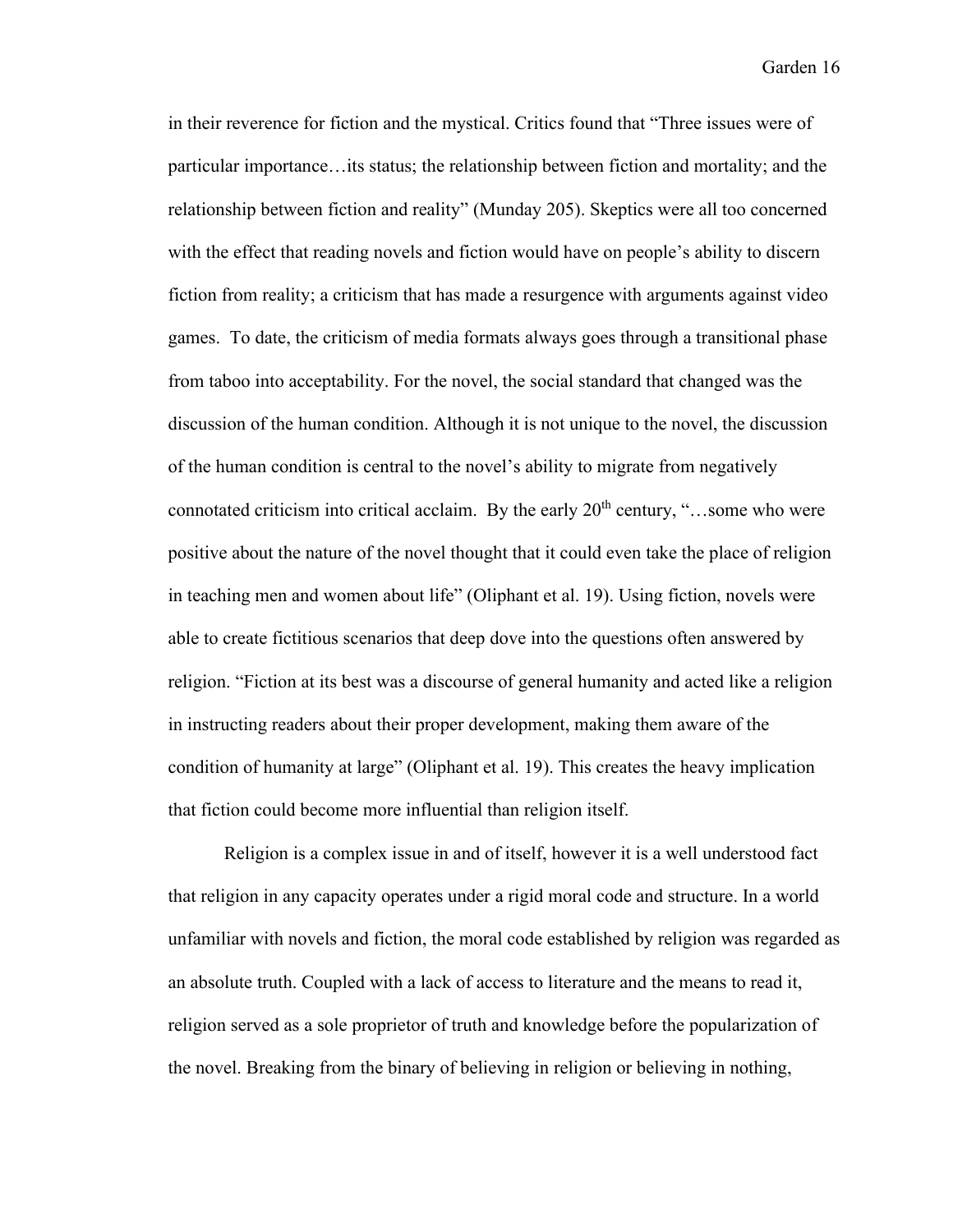in their reverence for fiction and the mystical. Critics found that "Three issues were of particular importance…its status; the relationship between fiction and mortality; and the relationship between fiction and reality" (Munday 205). Skeptics were all too concerned with the effect that reading novels and fiction would have on people's ability to discern fiction from reality; a criticism that has made a resurgence with arguments against video games. To date, the criticism of media formats always goes through a transitional phase from taboo into acceptability. For the novel, the social standard that changed was the discussion of the human condition. Although it is not unique to the novel, the discussion of the human condition is central to the novel's ability to migrate from negatively connotated criticism into critical acclaim. By the early 20th century, "…some who were positive about the nature of the novel thought that it could even take the place of religion in teaching men and women about life" (Oliphant et al. 19). Using fiction, novels were able to create fictitious scenarios that deep dove into the questions often answered by religion. "Fiction at its best was a discourse of general humanity and acted like a religion in instructing readers about their proper development, making them aware of the condition of humanity at large" (Oliphant et al. 19). This creates the heavy implication that fiction could become more influential than religion itself.

Religion is a complex issue in and of itself, however it is a well understood fact that religion in any capacity operates under a rigid moral code and structure. In a world unfamiliar with novels and fiction, the moral code established by religion was regarded as an absolute truth. Coupled with a lack of access to literature and the means to read it, religion served as a sole proprietor of truth and knowledge before the popularization of the novel. Breaking from the binary of believing in religion or believing in nothing,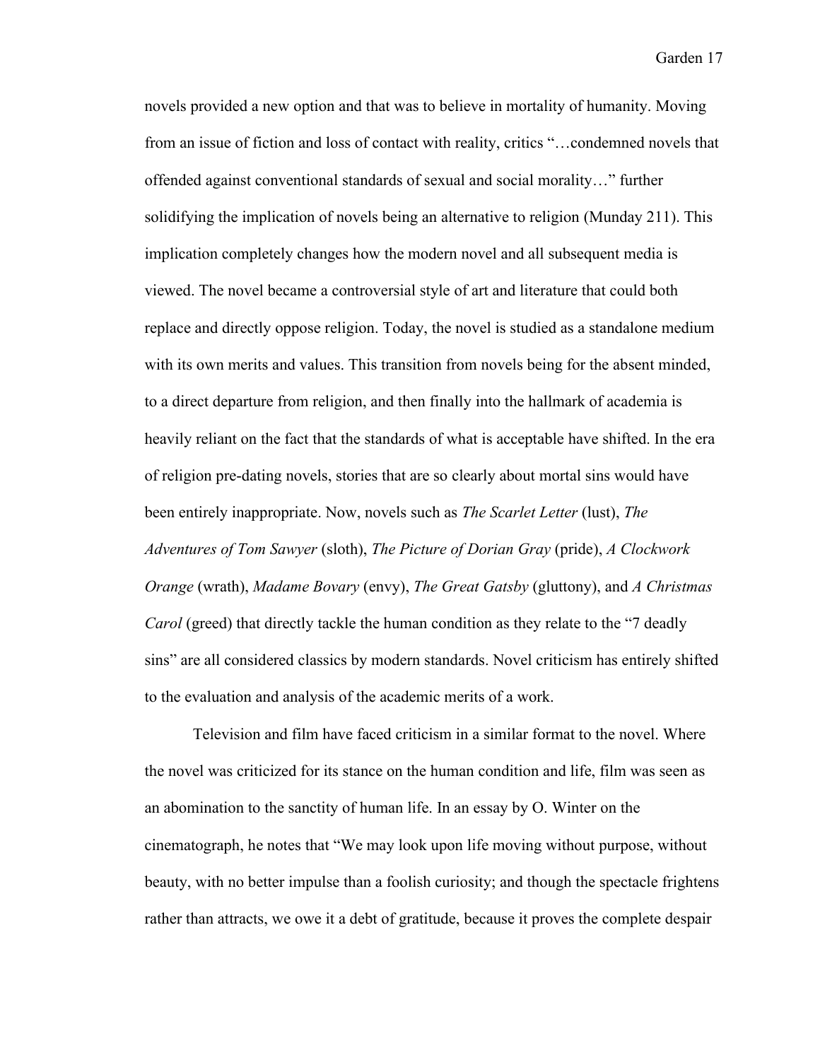novels provided a new option and that was to believe in mortality of humanity. Moving from an issue of fiction and loss of contact with reality, critics "…condemned novels that offended against conventional standards of sexual and social morality…" further solidifying the implication of novels being an alternative to religion (Munday 211). This implication completely changes how the modern novel and all subsequent media is viewed. The novel became a controversial style of art and literature that could both replace and directly oppose religion. Today, the novel is studied as a standalone medium with its own merits and values. This transition from novels being for the absent minded, to a direct departure from religion, and then finally into the hallmark of academia is heavily reliant on the fact that the standards of what is acceptable have shifted. In the era of religion pre-dating novels, stories that are so clearly about mortal sins would have been entirely inappropriate. Now, novels such as *The Scarlet Letter* (lust), *The Adventures of Tom Sawyer* (sloth), *The Picture of Dorian Gray* (pride), *A Clockwork Orange* (wrath), *Madame Bovary* (envy), *The Great Gatsby* (gluttony), and *A Christmas Carol* (greed) that directly tackle the human condition as they relate to the "7 deadly sins" are all considered classics by modern standards. Novel criticism has entirely shifted to the evaluation and analysis of the academic merits of a work.

Television and film have faced criticism in a similar format to the novel. Where the novel was criticized for its stance on the human condition and life, film was seen as an abomination to the sanctity of human life. In an essay by O. Winter on the cinematograph, he notes that "We may look upon life moving without purpose, without beauty, with no better impulse than a foolish curiosity; and though the spectacle frightens rather than attracts, we owe it a debt of gratitude, because it proves the complete despair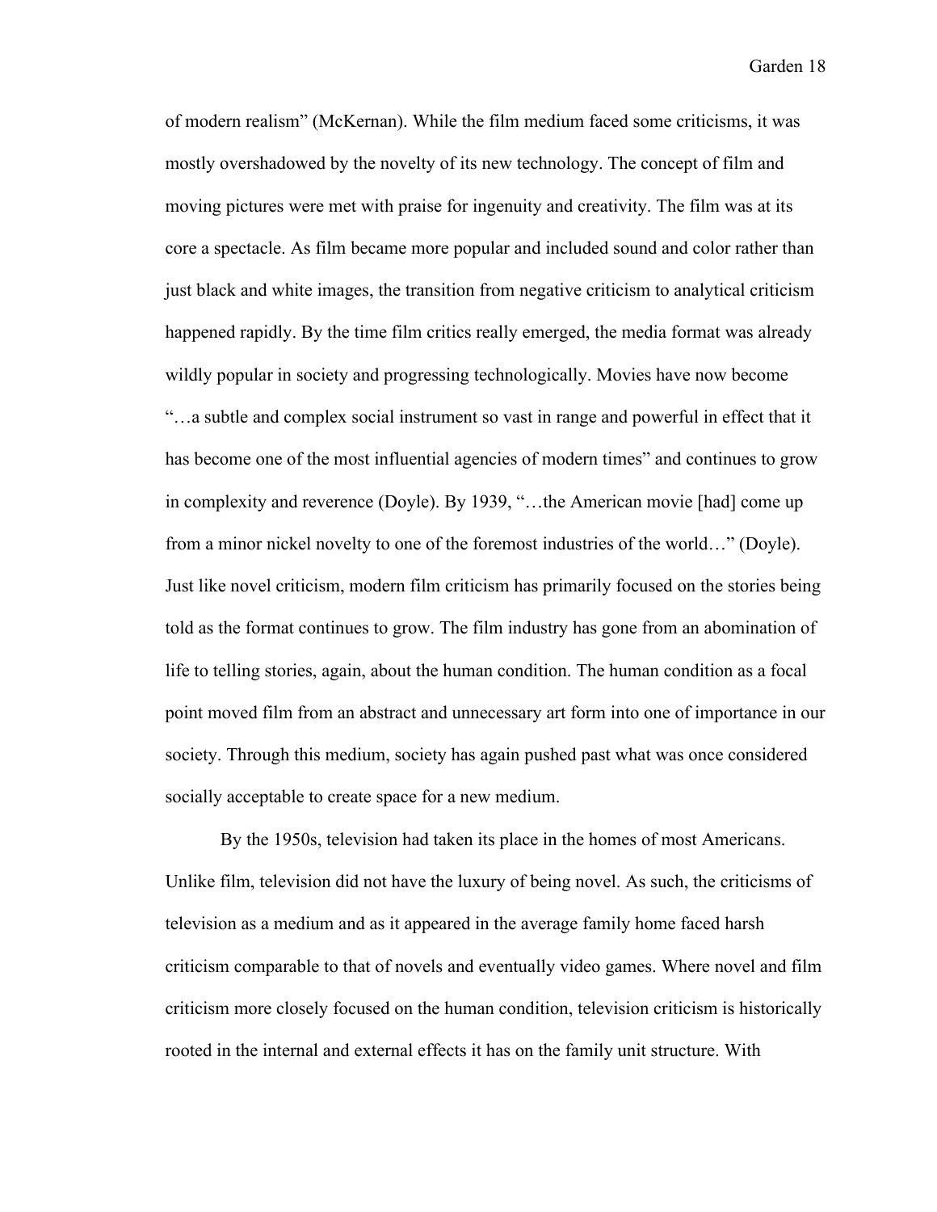of modern realism" (McKernan). While the film medium faced some criticisms, it was mostly overshadowed by the novelty of its new technology. The concept of film and moving pictures were met with praise for ingenuity and creativity. The film was at its core a spectacle. As film became more popular and included sound and color rather than just black and white images, the transition from negative criticism to analytical criticism happened rapidly. By the time film critics really emerged, the media format was already wildly popular in society and progressing technologically. Movies have now become "…a subtle and complex social instrument so vast in range and powerful in effect that it has become one of the most influential agencies of modern times" and continues to grow in complexity and reverence (Doyle). By 1939, "…the American movie [had] come up from a minor nickel novelty to one of the foremost industries of the world…" (Doyle). Just like novel criticism, modern film criticism has primarily focused on the stories being told as the format continues to grow. The film industry has gone from an abomination of life to telling stories, again, about the human condition. The human condition as a focal point moved film from an abstract and unnecessary art form into one of importance in our society. Through this medium, society has again pushed past what was once considered socially acceptable to create space for a new medium.

By the 1950s, television had taken its place in the homes of most Americans. Unlike film, television did not have the luxury of being novel. As such, the criticisms of television as a medium and as it appeared in the average family home faced harsh criticism comparable to that of novels and eventually video games. Where novel and film criticism more closely focused on the human condition, television criticism is historically rooted in the internal and external effects it has on the family unit structure. With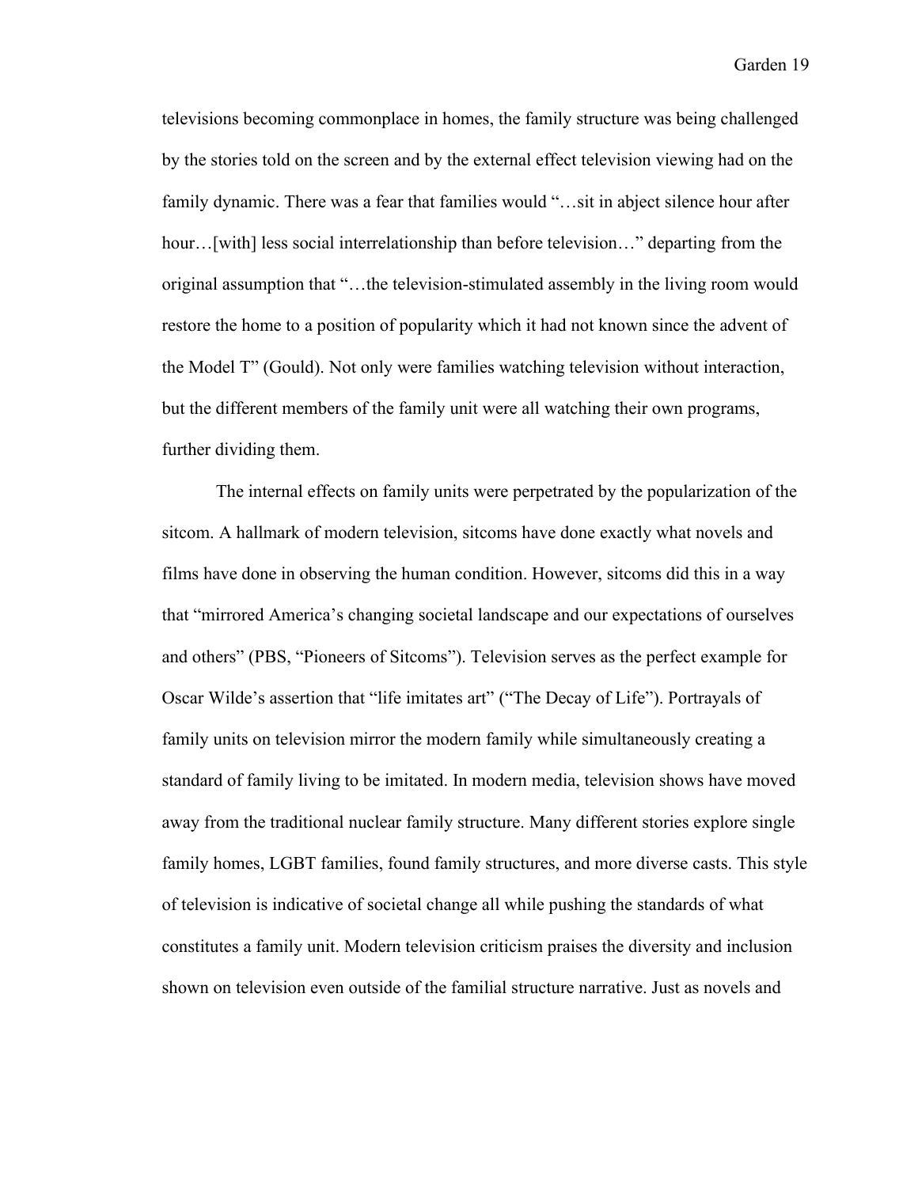televisions becoming commonplace in homes, the family structure was being challenged by the stories told on the screen and by the external effect television viewing had on the family dynamic. There was a fear that families would "…sit in abject silence hour after hour…[with] less social interrelationship than before television…" departing from the original assumption that "…the television-stimulated assembly in the living room would restore the home to a position of popularity which it had not known since the advent of the Model T" (Gould). Not only were families watching television without interaction, but the different members of the family unit were all watching their own programs, further dividing them.

The internal effects on family units were perpetrated by the popularization of the sitcom. A hallmark of modern television, sitcoms have done exactly what novels and films have done in observing the human condition. However, sitcoms did this in a way that "mirrored America's changing societal landscape and our expectations of ourselves and others" (PBS, "Pioneers of Sitcoms"). Television serves as the perfect example for Oscar Wilde's assertion that "life imitates art" ("The Decay of Life"). Portrayals of family units on television mirror the modern family while simultaneously creating a standard of family living to be imitated. In modern media, television shows have moved away from the traditional nuclear family structure. Many different stories explore single family homes, LGBT families, found family structures, and more diverse casts. This style of television is indicative of societal change all while pushing the standards of what constitutes a family unit. Modern television criticism praises the diversity and inclusion shown on television even outside of the familial structure narrative. Just as novels and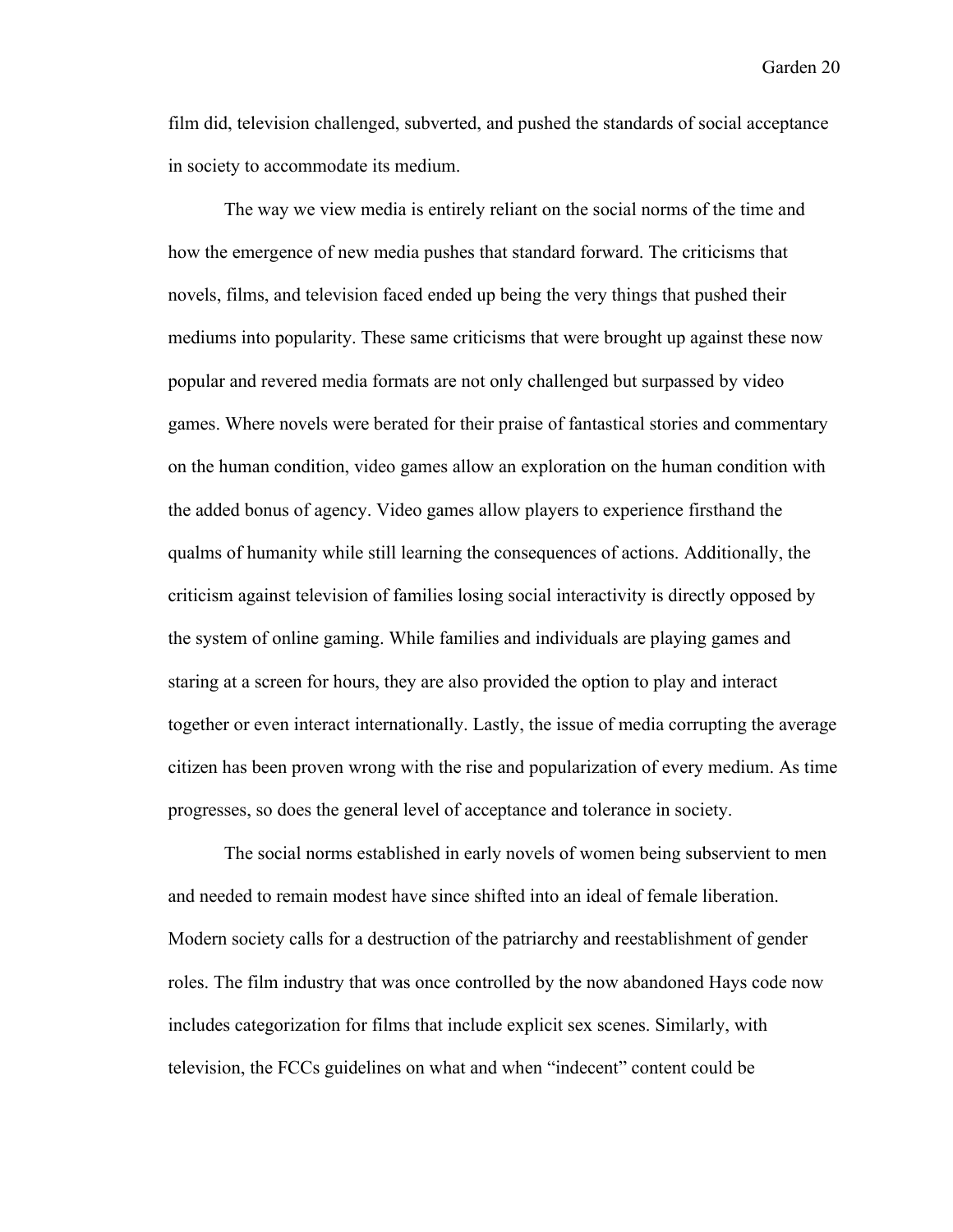film did, television challenged, subverted, and pushed the standards of social acceptance in society to accommodate its medium.

The way we view media is entirely reliant on the social norms of the time and how the emergence of new media pushes that standard forward. The criticisms that novels, films, and television faced ended up being the very things that pushed their mediums into popularity. These same criticisms that were brought up against these now popular and revered media formats are not only challenged but surpassed by video games. Where novels were berated for their praise of fantastical stories and commentary on the human condition, video games allow an exploration on the human condition with the added bonus of agency. Video games allow players to experience firsthand the qualms of humanity while still learning the consequences of actions. Additionally, the criticism against television of families losing social interactivity is directly opposed by the system of online gaming. While families and individuals are playing games and staring at a screen for hours, they are also provided the option to play and interact together or even interact internationally. Lastly, the issue of media corrupting the average citizen has been proven wrong with the rise and popularization of every medium. As time progresses, so does the general level of acceptance and tolerance in society.

The social norms established in early novels of women being subservient to men and needed to remain modest have since shifted into an ideal of female liberation. Modern society calls for a destruction of the patriarchy and reestablishment of gender roles. The film industry that was once controlled by the now abandoned Hays code now includes categorization for films that include explicit sex scenes. Similarly, with television, the FCCs guidelines on what and when "indecent" content could be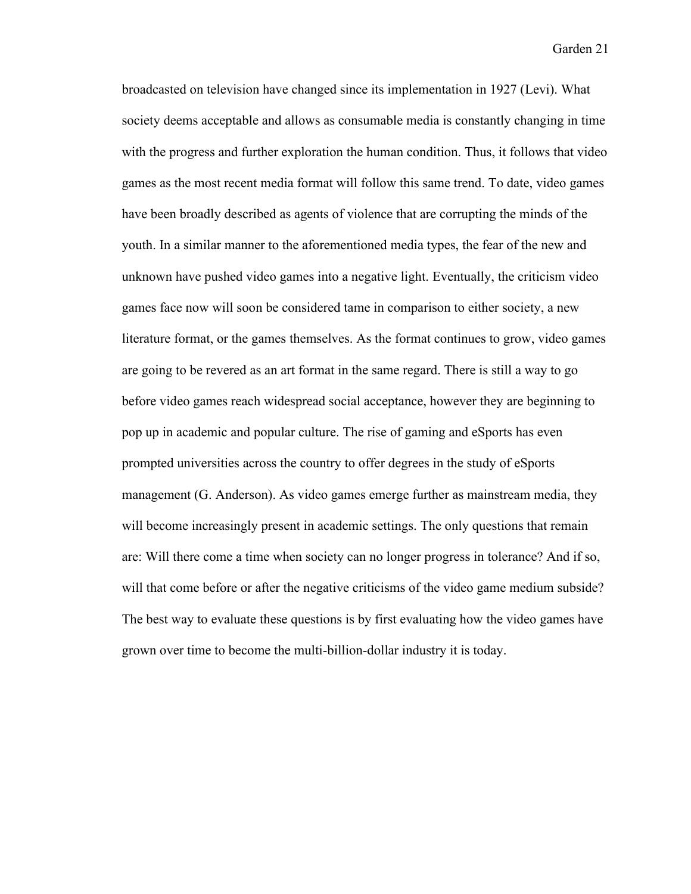broadcasted on television have changed since its implementation in 1927 (Levi). What society deems acceptable and allows as consumable media is constantly changing in time with the progress and further exploration the human condition. Thus, it follows that video games as the most recent media format will follow this same trend. To date, video games have been broadly described as agents of violence that are corrupting the minds of the youth. In a similar manner to the aforementioned media types, the fear of the new and unknown have pushed video games into a negative light. Eventually, the criticism video games face now will soon be considered tame in comparison to either society, a new literature format, or the games themselves. As the format continues to grow, video games are going to be revered as an art format in the same regard. There is still a way to go before video games reach widespread social acceptance, however they are beginning to pop up in academic and popular culture. The rise of gaming and eSports has even prompted universities across the country to offer degrees in the study of eSports management (G. Anderson). As video games emerge further as mainstream media, they will become increasingly present in academic settings. The only questions that remain are: Will there come a time when society can no longer progress in tolerance? And if so, will that come before or after the negative criticisms of the video game medium subside? The best way to evaluate these questions is by first evaluating how the video games have grown over time to become the multi-billion-dollar industry it is today.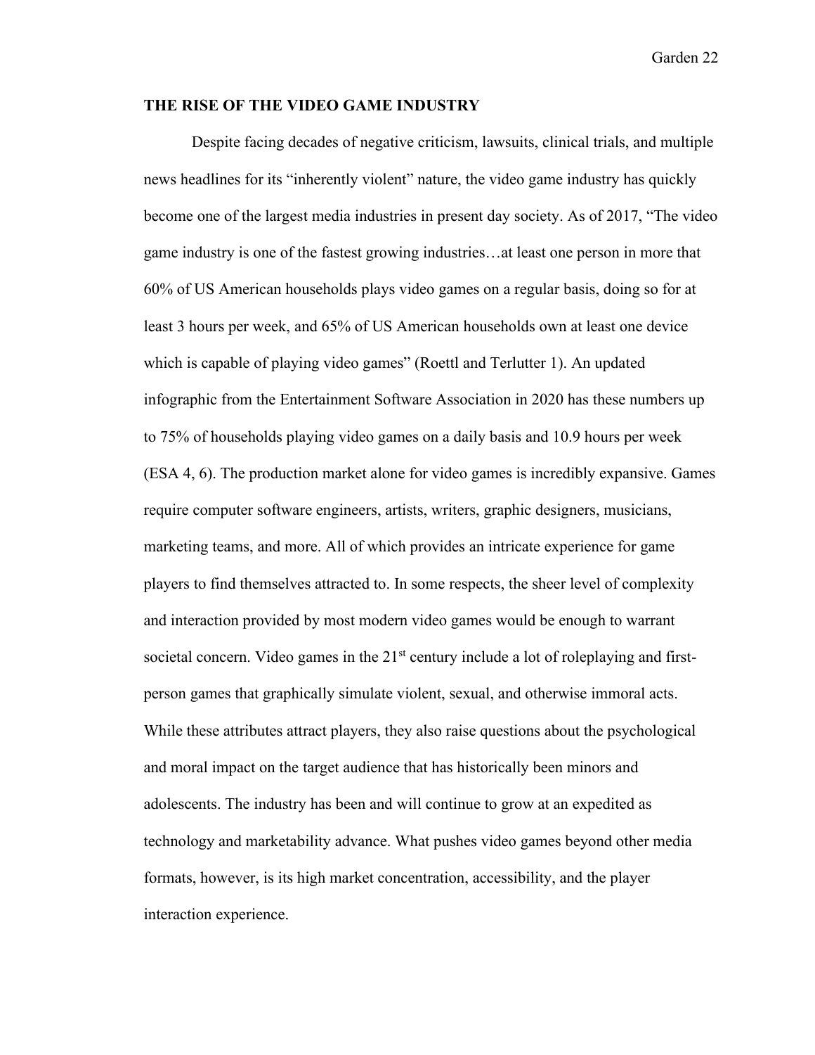## THE RISE OF THE VIDEO GAME INDUSTRY

Despite facing decades of negative criticism, lawsuits, clinical trials, and multiple news headlines for its "inherently violent" nature, the video game industry has quickly become one of the largest media industries in present day society. As of 2017, "The video game industry is one of the fastest growing industries…at least one person in more that 60% of US American households plays video games on a regular basis, doing so for at least 3 hours per week, and 65% of US American households own at least one device which is capable of playing video games" (Roettl and Terlutter 1). An updated infographic from the Entertainment Software Association in 2020 has these numbers up to 75% of households playing video games on a daily basis and 10.9 hours per week (ESA 4, 6). The production market alone for video games is incredibly expansive. Games require computer software engineers, artists, writers, graphic designers, musicians, marketing teams, and more. All of which provides an intricate experience for game players to find themselves attracted to. In some respects, the sheer level of complexity and interaction provided by most modern video games would be enough to warrant societal concern. Video games in the 21st century include a lot of roleplaying and first-person games that graphically simulate violent, sexual, and otherwise immoral acts. While these attributes attract players, they also raise questions about the psychological and moral impact on the target audience that has historically been minors and adolescents. The industry has been and will continue to grow at an expedited as technology and marketability advance. What pushes video games beyond other media formats, however, is its high market concentration, accessibility, and the player interaction experience.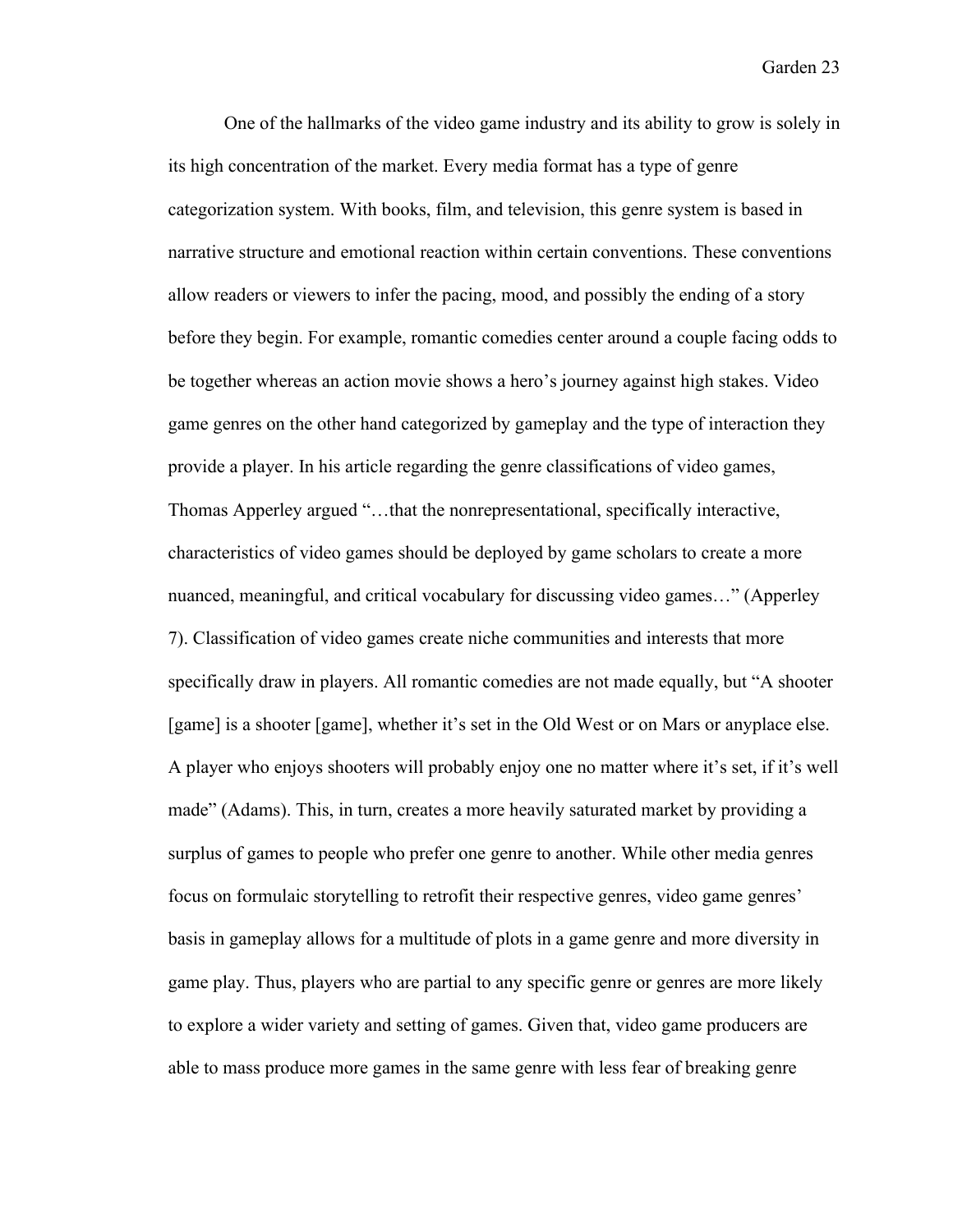One of the hallmarks of the video game industry and its ability to grow is solely in its high concentration of the market. Every media format has a type of genre categorization system. With books, film, and television, this genre system is based in narrative structure and emotional reaction within certain conventions. These conventions allow readers or viewers to infer the pacing, mood, and possibly the ending of a story before they begin. For example, romantic comedies center around a couple facing odds to be together whereas an action movie shows a hero's journey against high stakes. Video game genres on the other hand categorized by gameplay and the type of interaction they provide a player. In his article regarding the genre classifications of video games, Thomas Apperley argued "…that the nonrepresentational, specifically interactive, characteristics of video games should be deployed by game scholars to create a more nuanced, meaningful, and critical vocabulary for discussing video games…" (Apperley 7). Classification of video games create niche communities and interests that more specifically draw in players. All romantic comedies are not made equally, but "A shooter [game] is a shooter [game], whether it's set in the Old West or on Mars or anyplace else. A player who enjoys shooters will probably enjoy one no matter where it's set, if it's well made" (Adams). This, in turn, creates a more heavily saturated market by providing a surplus of games to people who prefer one genre to another. While other media genres focus on formulaic storytelling to retrofit their respective genres, video game genres' basis in gameplay allows for a multitude of plots in a game genre and more diversity in game play. Thus, players who are partial to any specific genre or genres are more likely to explore a wider variety and setting of games. Given that, video game producers are able to mass produce more games in the same genre with less fear of breaking genre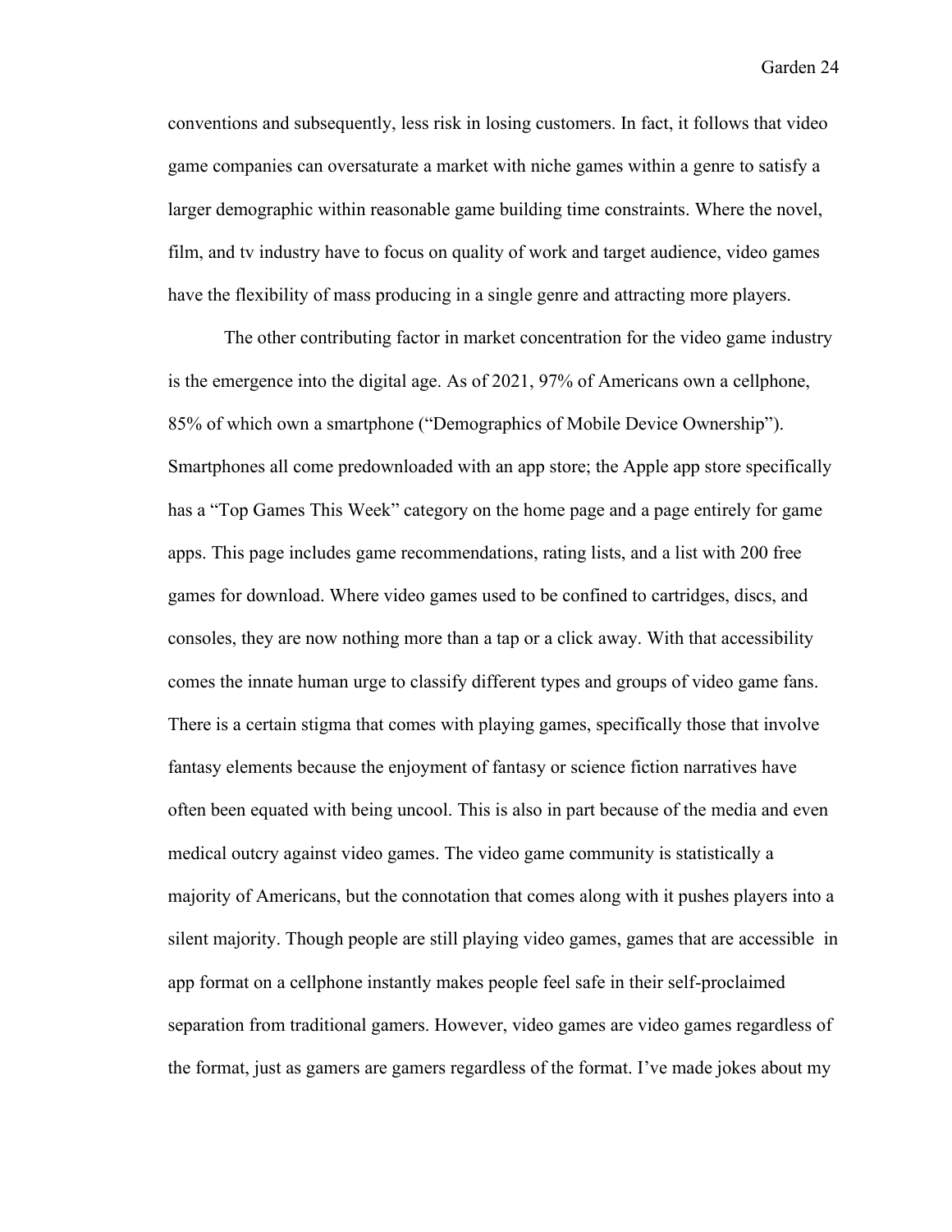conventions and subsequently, less risk in losing customers. In fact, it follows that video game companies can oversaturate a market with niche games within a genre to satisfy a larger demographic within reasonable game building time constraints. Where the novel, film, and tv industry have to focus on quality of work and target audience, video games have the flexibility of mass producing in a single genre and attracting more players.

The other contributing factor in market concentration for the video game industry is the emergence into the digital age. As of 2021, 97% of Americans own a cellphone, 85% of which own a smartphone ("Demographics of Mobile Device Ownership"). Smartphones all come predownloaded with an app store; the Apple app store specifically has a "Top Games This Week" category on the home page and a page entirely for game apps. This page includes game recommendations, rating lists, and a list with 200 free games for download. Where video games used to be confined to cartridges, discs, and consoles, they are now nothing more than a tap or a click away. With that accessibility comes the innate human urge to classify different types and groups of video game fans. There is a certain stigma that comes with playing games, specifically those that involve fantasy elements because the enjoyment of fantasy or science fiction narratives have often been equated with being uncool. This is also in part because of the media and even medical outcry against video games. The video game community is statistically a majority of Americans, but the connotation that comes along with it pushes players into a silent majority. Though people are still playing video games, games that are accessible in app format on a cellphone instantly makes people feel safe in their self-proclaimed separation from traditional gamers. However, video games are video games regardless of the format, just as gamers are gamers regardless of the format. I've made jokes about my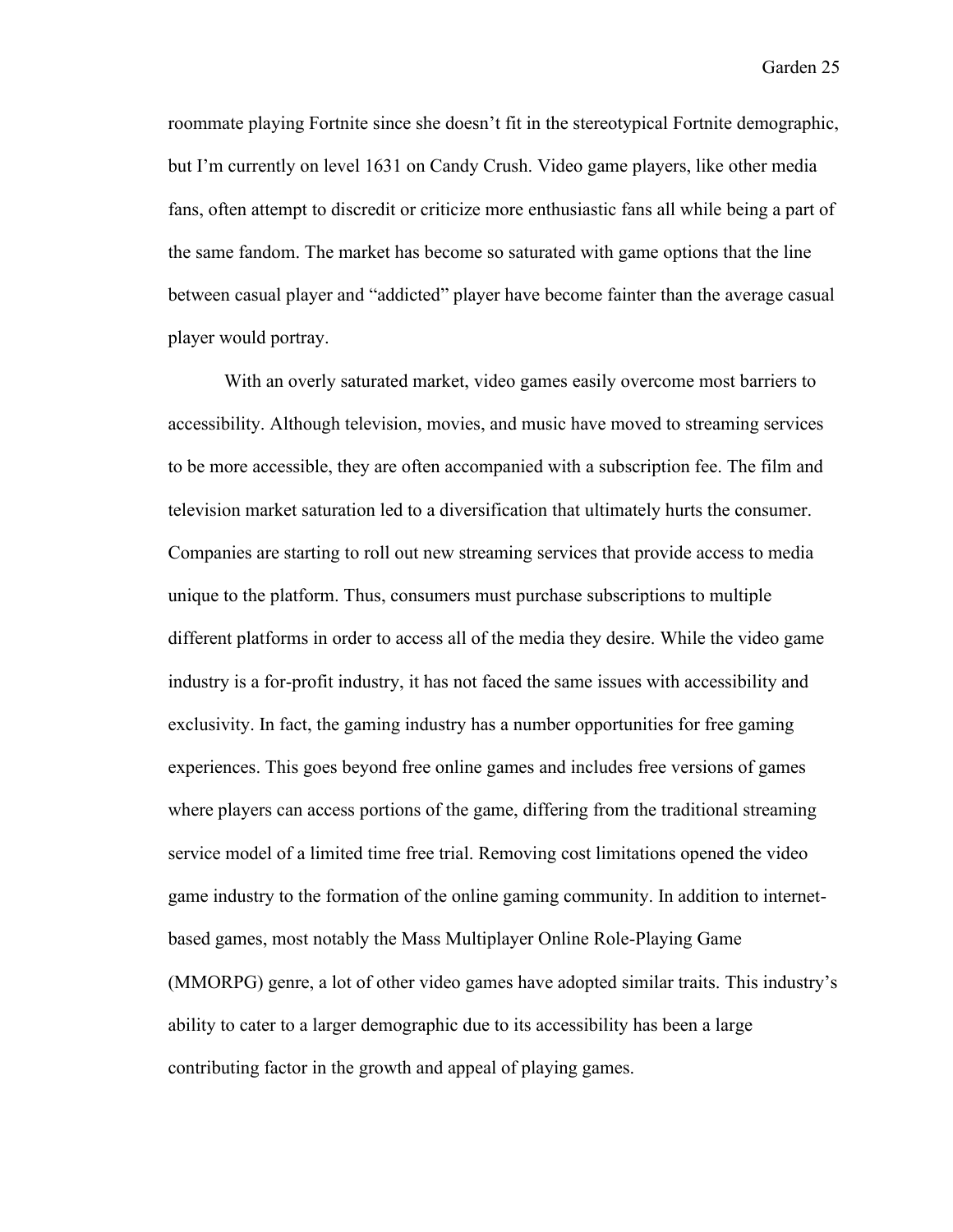roommate playing Fortnite since she doesn't fit in the stereotypical Fortnite demographic, but I'm currently on level 1631 on Candy Crush. Video game players, like other media fans, often attempt to discredit or criticize more enthusiastic fans all while being a part of the same fandom. The market has become so saturated with game options that the line between casual player and "addicted" player have become fainter than the average casual player would portray.

With an overly saturated market, video games easily overcome most barriers to accessibility. Although television, movies, and music have moved to streaming services to be more accessible, they are often accompanied with a subscription fee. The film and television market saturation led to a diversification that ultimately hurts the consumer. Companies are starting to roll out new streaming services that provide access to media unique to the platform. Thus, consumers must purchase subscriptions to multiple different platforms in order to access all of the media they desire. While the video game industry is a for-profit industry, it has not faced the same issues with accessibility and exclusivity. In fact, the gaming industry has a number opportunities for free gaming experiences. This goes beyond free online games and includes free versions of games where players can access portions of the game, differing from the traditional streaming service model of a limited time free trial. Removing cost limitations opened the video game industry to the formation of the online gaming community. In addition to internet-based games, most notably the Mass Multiplayer Online Role-Playing Game (MMORPG) genre, a lot of other video games have adopted similar traits. This industry's ability to cater to a larger demographic due to its accessibility has been a large contributing factor in the growth and appeal of playing games.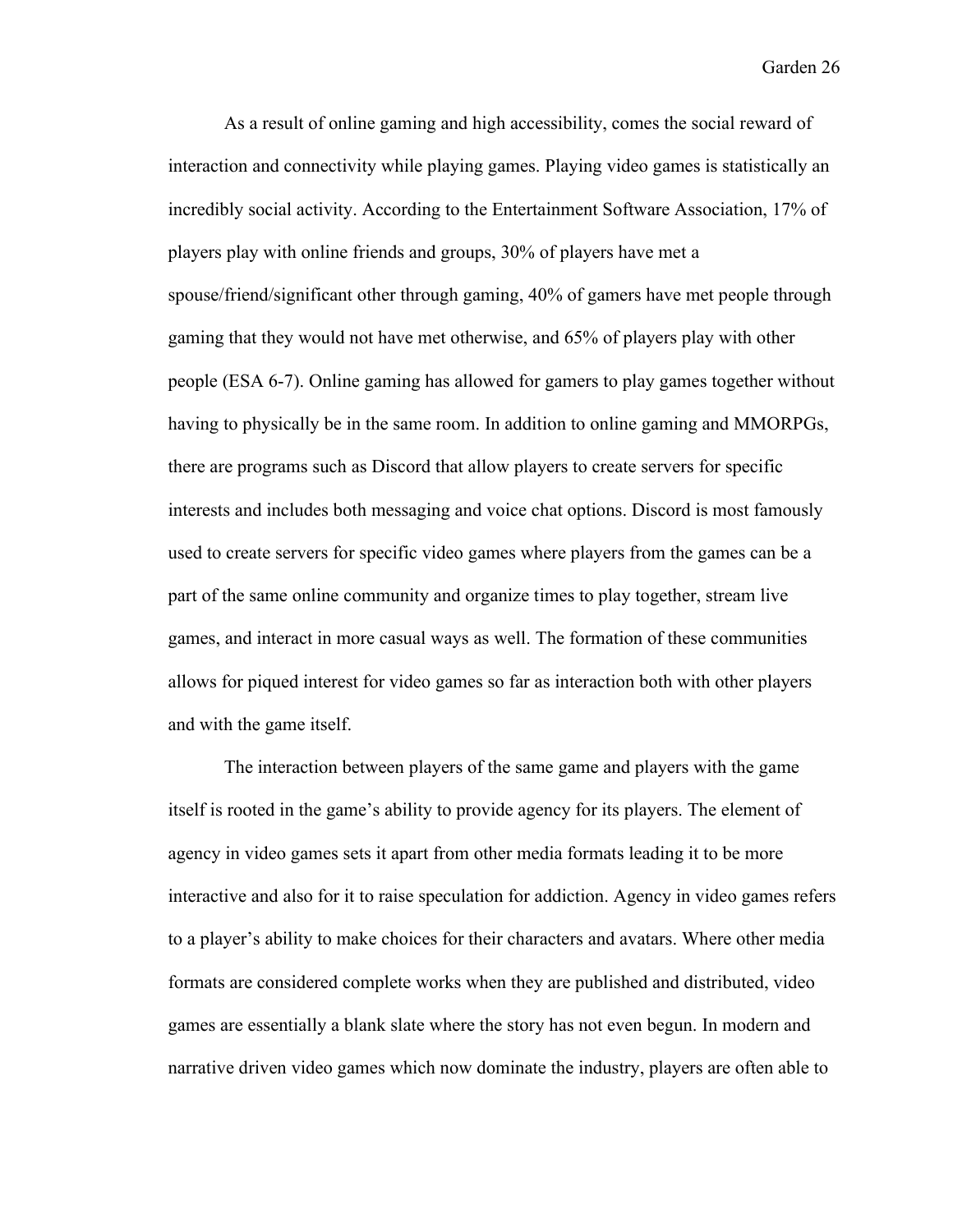As a result of online gaming and high accessibility, comes the social reward of interaction and connectivity while playing games. Playing video games is statistically an incredibly social activity. According to the Entertainment Software Association, 17% of players play with online friends and groups, 30% of players have met a spouse/friend/significant other through gaming, 40% of gamers have met people through gaming that they would not have met otherwise, and 65% of players play with other people (ESA 6-7). Online gaming has allowed for gamers to play games together without having to physically be in the same room. In addition to online gaming and MMORPGs, there are programs such as Discord that allow players to create servers for specific interests and includes both messaging and voice chat options. Discord is most famously used to create servers for specific video games where players from the games can be a part of the same online community and organize times to play together, stream live games, and interact in more casual ways as well. The formation of these communities allows for piqued interest for video games so far as interaction both with other players and with the game itself.

The interaction between players of the same game and players with the game itself is rooted in the game's ability to provide agency for its players. The element of agency in video games sets it apart from other media formats leading it to be more interactive and also for it to raise speculation for addiction. Agency in video games refers to a player's ability to make choices for their characters and avatars. Where other media formats are considered complete works when they are published and distributed, video games are essentially a blank slate where the story has not even begun. In modern and narrative driven video games which now dominate the industry, players are often able to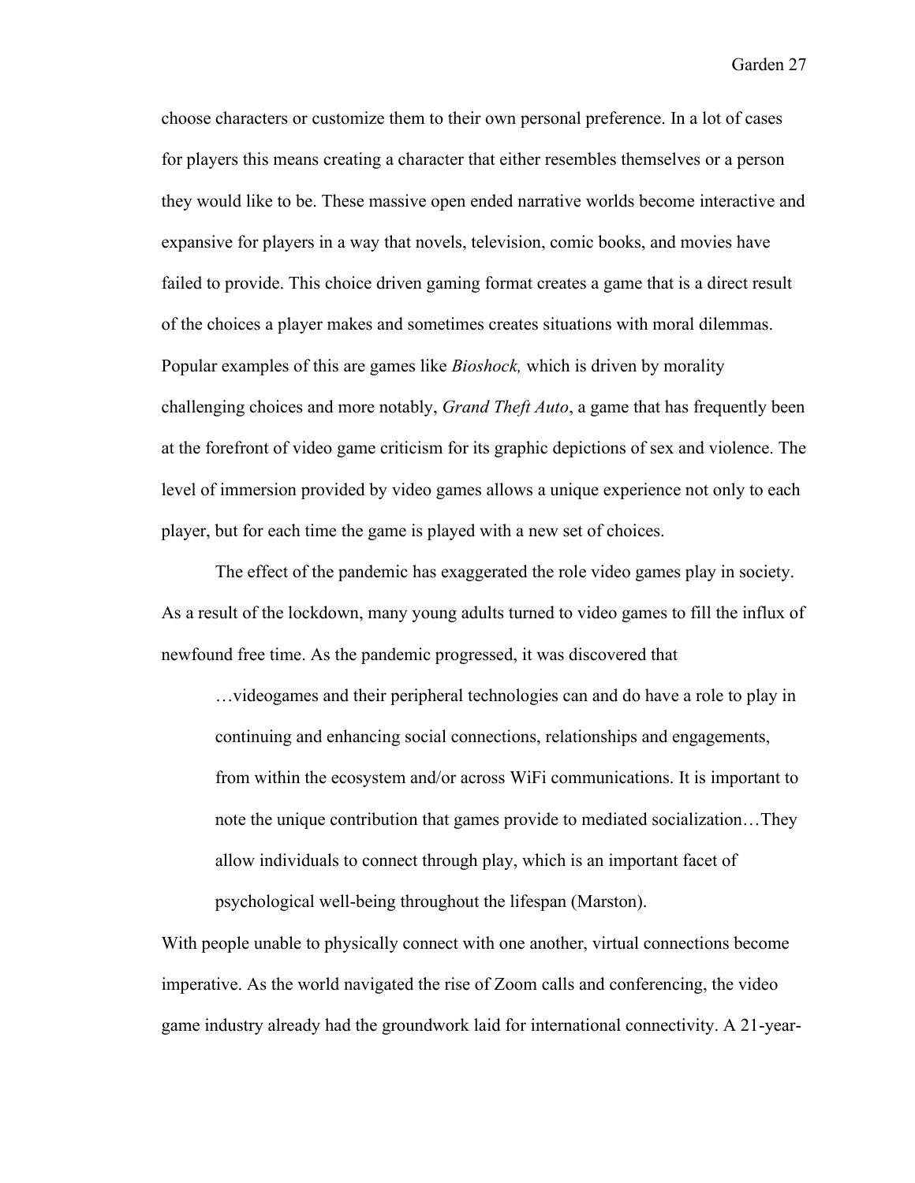choose characters or customize them to their own personal preference. In a lot of cases for players this means creating a character that either resembles themselves or a person they would like to be. These massive open ended narrative worlds become interactive and expansive for players in a way that novels, television, comic books, and movies have failed to provide. This choice driven gaming format creates a game that is a direct result of the choices a player makes and sometimes creates situations with moral dilemmas. Popular examples of this are games like *Bioshock,* which is driven by morality challenging choices and more notably, *Grand Theft Auto*, a game that has frequently been at the forefront of video game criticism for its graphic depictions of sex and violence. The level of immersion provided by video games allows a unique experience not only to each player, but for each time the game is played with a new set of choices.

The effect of the pandemic has exaggerated the role video games play in society. As a result of the lockdown, many young adults turned to video games to fill the influx of newfound free time. As the pandemic progressed, it was discovered that

> …videogames and their peripheral technologies can and do have a role to play in continuing and enhancing social connections, relationships and engagements, from within the ecosystem and/or across WiFi communications. It is important to note the unique contribution that games provide to mediated socialization…They allow individuals to connect through play, which is an important facet of psychological well-being throughout the lifespan (Marston).

With people unable to physically connect with one another, virtual connections become imperative. As the world navigated the rise of Zoom calls and conferencing, the video game industry already had the groundwork laid for international connectivity. A 21-year-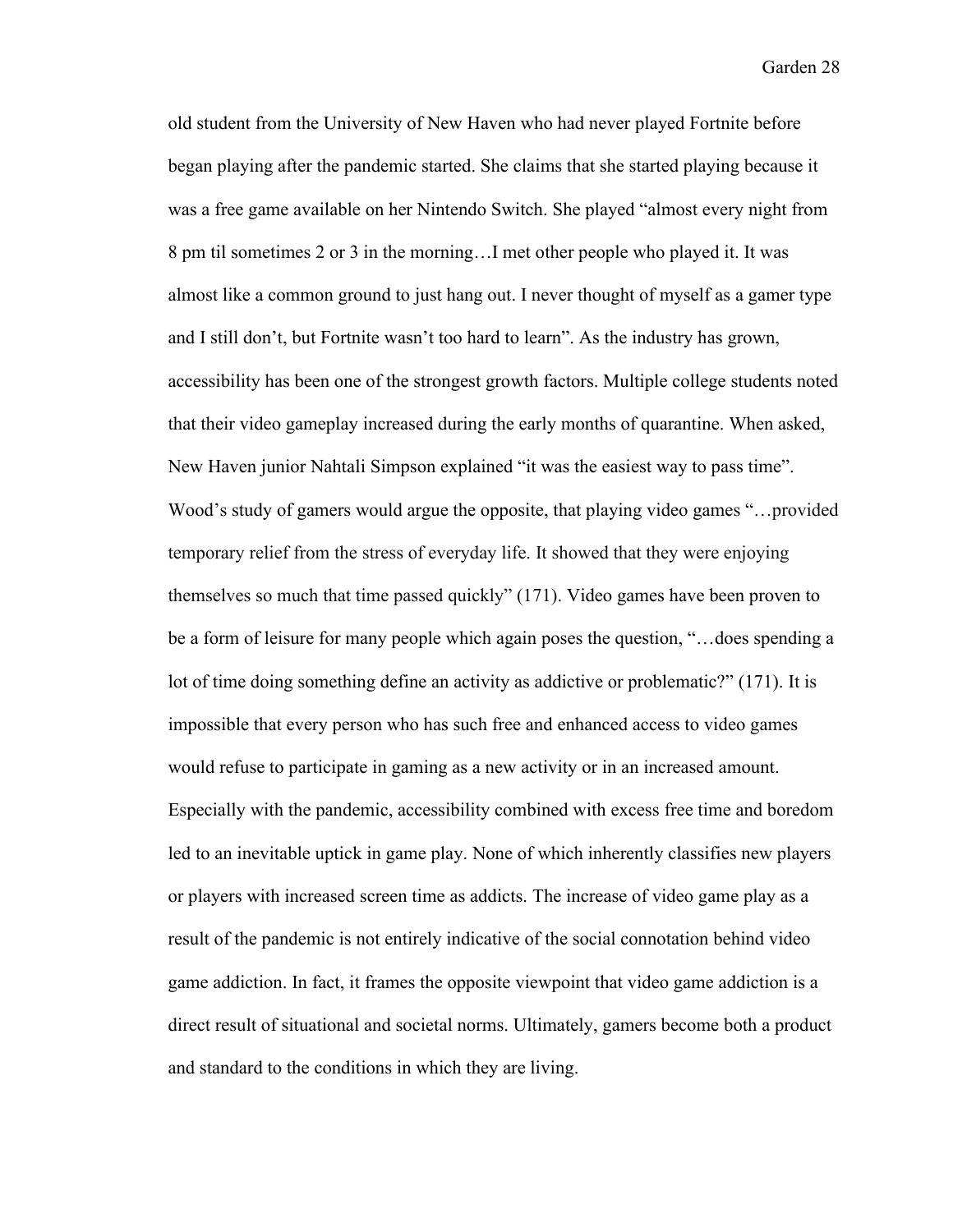old student from the University of New Haven who had never played Fortnite before began playing after the pandemic started. She claims that she started playing because it was a free game available on her Nintendo Switch. She played "almost every night from 8 pm til sometimes 2 or 3 in the morning…I met other people who played it. It was almost like a common ground to just hang out. I never thought of myself as a gamer type and I still don't, but Fortnite wasn't too hard to learn". As the industry has grown, accessibility has been one of the strongest growth factors. Multiple college students noted that their video gameplay increased during the early months of quarantine. When asked, New Haven junior Nahtali Simpson explained "it was the easiest way to pass time". Wood's study of gamers would argue the opposite, that playing video games "…provided temporary relief from the stress of everyday life. It showed that they were enjoying themselves so much that time passed quickly" (171). Video games have been proven to be a form of leisure for many people which again poses the question, "…does spending a lot of time doing something define an activity as addictive or problematic?" (171). It is impossible that every person who has such free and enhanced access to video games would refuse to participate in gaming as a new activity or in an increased amount. Especially with the pandemic, accessibility combined with excess free time and boredom led to an inevitable uptick in game play. None of which inherently classifies new players or players with increased screen time as addicts. The increase of video game play as a result of the pandemic is not entirely indicative of the social connotation behind video game addiction. In fact, it frames the opposite viewpoint that video game addiction is a direct result of situational and societal norms. Ultimately, gamers become both a product and standard to the conditions in which they are living.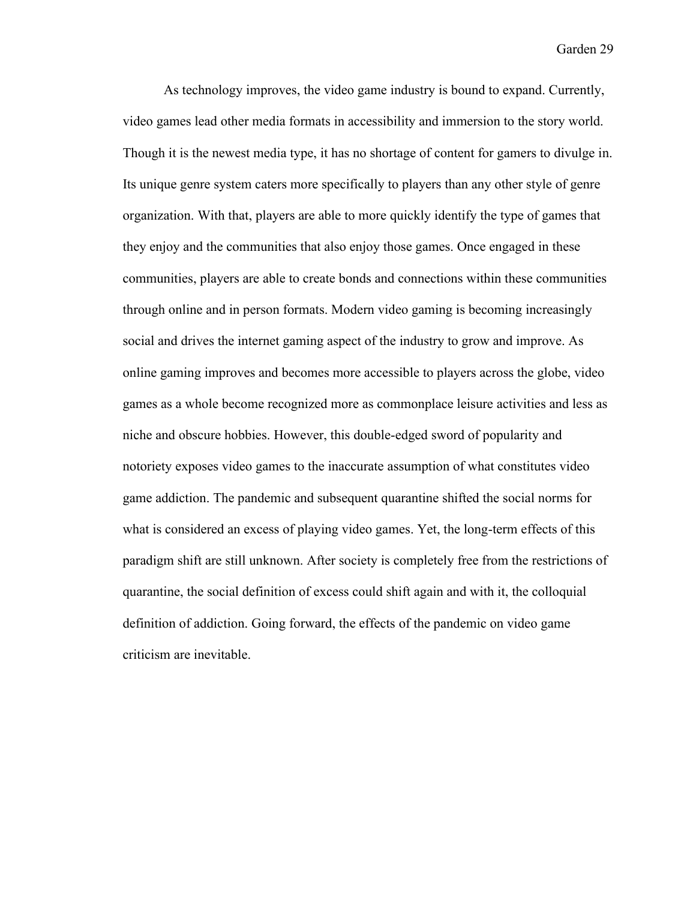As technology improves, the video game industry is bound to expand. Currently, video games lead other media formats in accessibility and immersion to the story world. Though it is the newest media type, it has no shortage of content for gamers to divulge in. Its unique genre system caters more specifically to players than any other style of genre organization. With that, players are able to more quickly identify the type of games that they enjoy and the communities that also enjoy those games. Once engaged in these communities, players are able to create bonds and connections within these communities through online and in person formats. Modern video gaming is becoming increasingly social and drives the internet gaming aspect of the industry to grow and improve. As online gaming improves and becomes more accessible to players across the globe, video games as a whole become recognized more as commonplace leisure activities and less as niche and obscure hobbies. However, this double-edged sword of popularity and notoriety exposes video games to the inaccurate assumption of what constitutes video game addiction. The pandemic and subsequent quarantine shifted the social norms for what is considered an excess of playing video games. Yet, the long-term effects of this paradigm shift are still unknown. After society is completely free from the restrictions of quarantine, the social definition of excess could shift again and with it, the colloquial definition of addiction. Going forward, the effects of the pandemic on video game criticism are inevitable.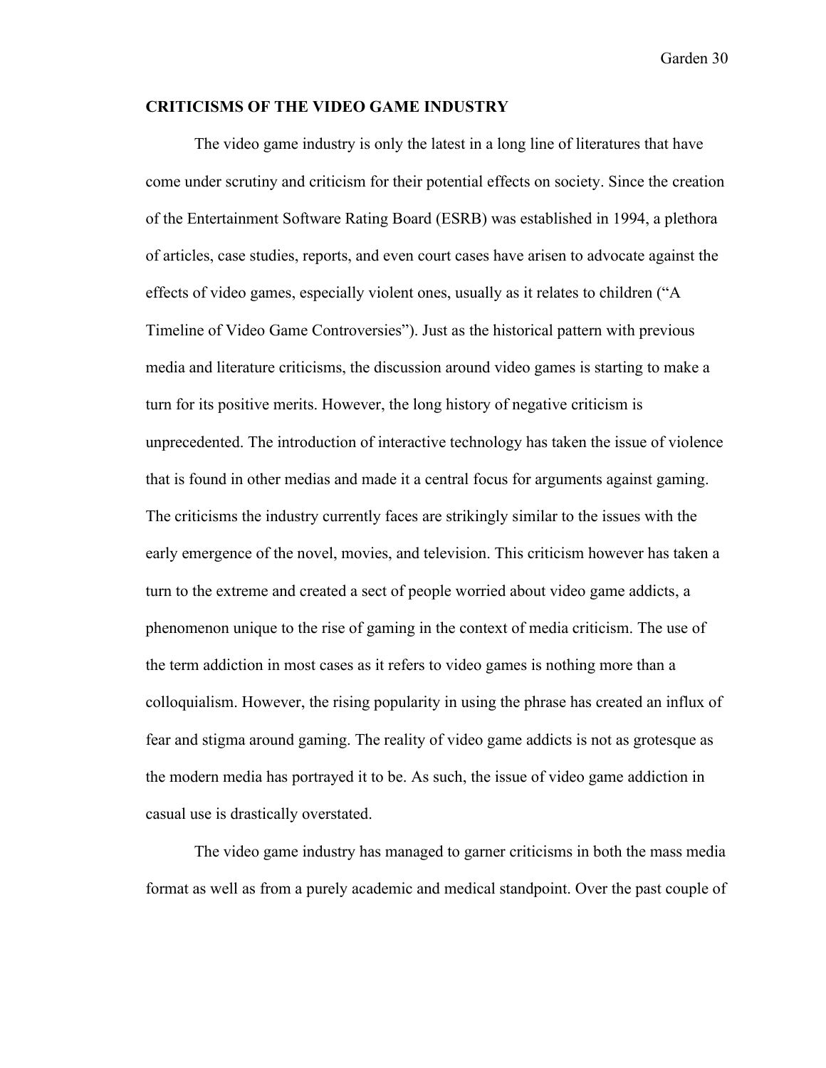## CRITICISMS OF THE VIDEO GAME INDUSTRY

The video game industry is only the latest in a long line of literatures that have come under scrutiny and criticism for their potential effects on society. Since the creation of the Entertainment Software Rating Board (ESRB) was established in 1994, a plethora of articles, case studies, reports, and even court cases have arisen to advocate against the effects of video games, especially violent ones, usually as it relates to children ("A Timeline of Video Game Controversies"). Just as the historical pattern with previous media and literature criticisms, the discussion around video games is starting to make a turn for its positive merits. However, the long history of negative criticism is unprecedented. The introduction of interactive technology has taken the issue of violence that is found in other medias and made it a central focus for arguments against gaming. The criticisms the industry currently faces are strikingly similar to the issues with the early emergence of the novel, movies, and television. This criticism however has taken a turn to the extreme and created a sect of people worried about video game addicts, a phenomenon unique to the rise of gaming in the context of media criticism. The use of the term addiction in most cases as it refers to video games is nothing more than a colloquialism. However, the rising popularity in using the phrase has created an influx of fear and stigma around gaming. The reality of video game addicts is not as grotesque as the modern media has portrayed it to be. As such, the issue of video game addiction in casual use is drastically overstated.

The video game industry has managed to garner criticisms in both the mass media format as well as from a purely academic and medical standpoint. Over the past couple of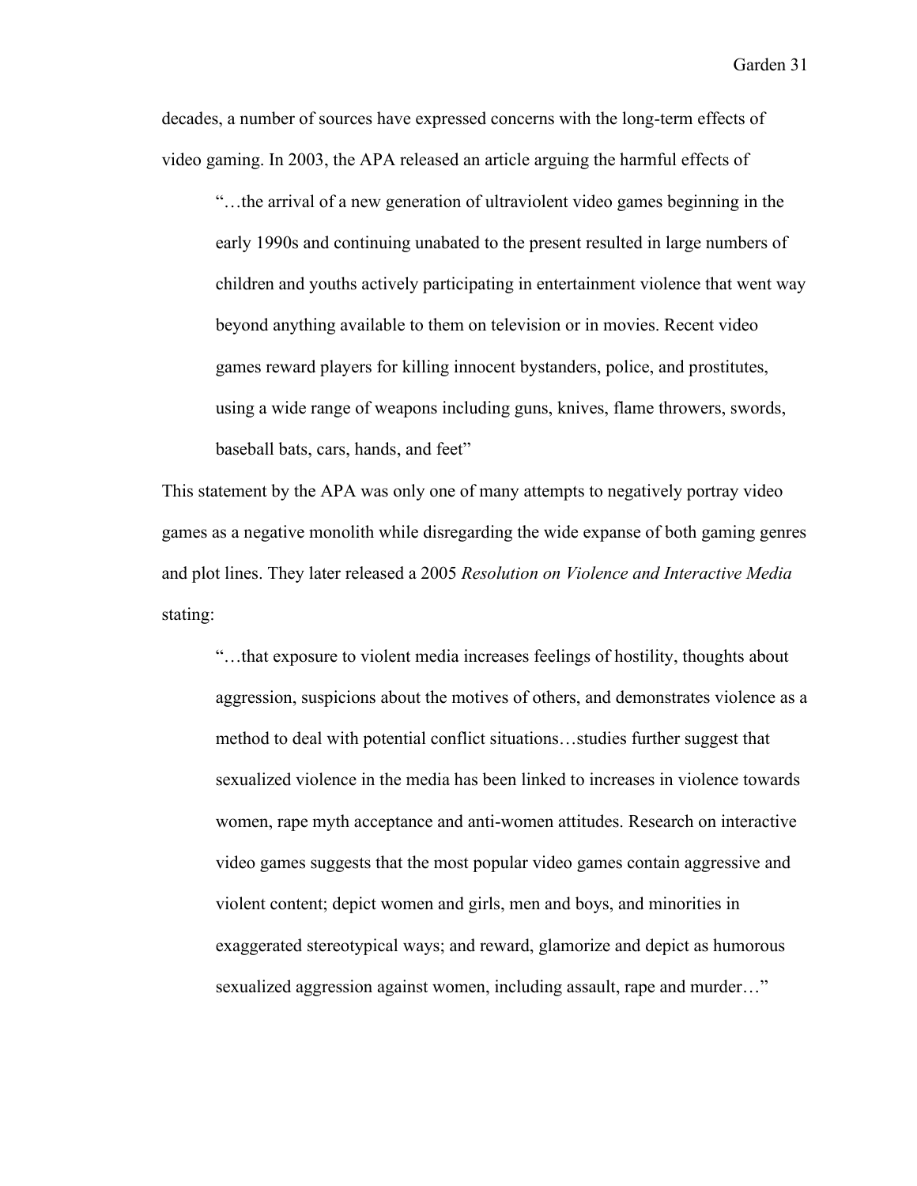decades, a number of sources have expressed concerns with the long-term effects of video gaming. In 2003, the APA released an article arguing the harmful effects of

> "…the arrival of a new generation of ultraviolent video games beginning in the early 1990s and continuing unabated to the present resulted in large numbers of children and youths actively participating in entertainment violence that went way beyond anything available to them on television or in movies. Recent video games reward players for killing innocent bystanders, police, and prostitutes, using a wide range of weapons including guns, knives, flame throwers, swords, baseball bats, cars, hands, and feet"

This statement by the APA was only one of many attempts to negatively portray video games as a negative monolith while disregarding the wide expanse of both gaming genres and plot lines. They later released a 2005 *Resolution on Violence and Interactive Media* stating:

> "…that exposure to violent media increases feelings of hostility, thoughts about aggression, suspicions about the motives of others, and demonstrates violence as a method to deal with potential conflict situations…studies further suggest that sexualized violence in the media has been linked to increases in violence towards women, rape myth acceptance and anti-women attitudes. Research on interactive video games suggests that the most popular video games contain aggressive and violent content; depict women and girls, men and boys, and minorities in exaggerated stereotypical ways; and reward, glamorize and depict as humorous sexualized aggression against women, including assault, rape and murder…"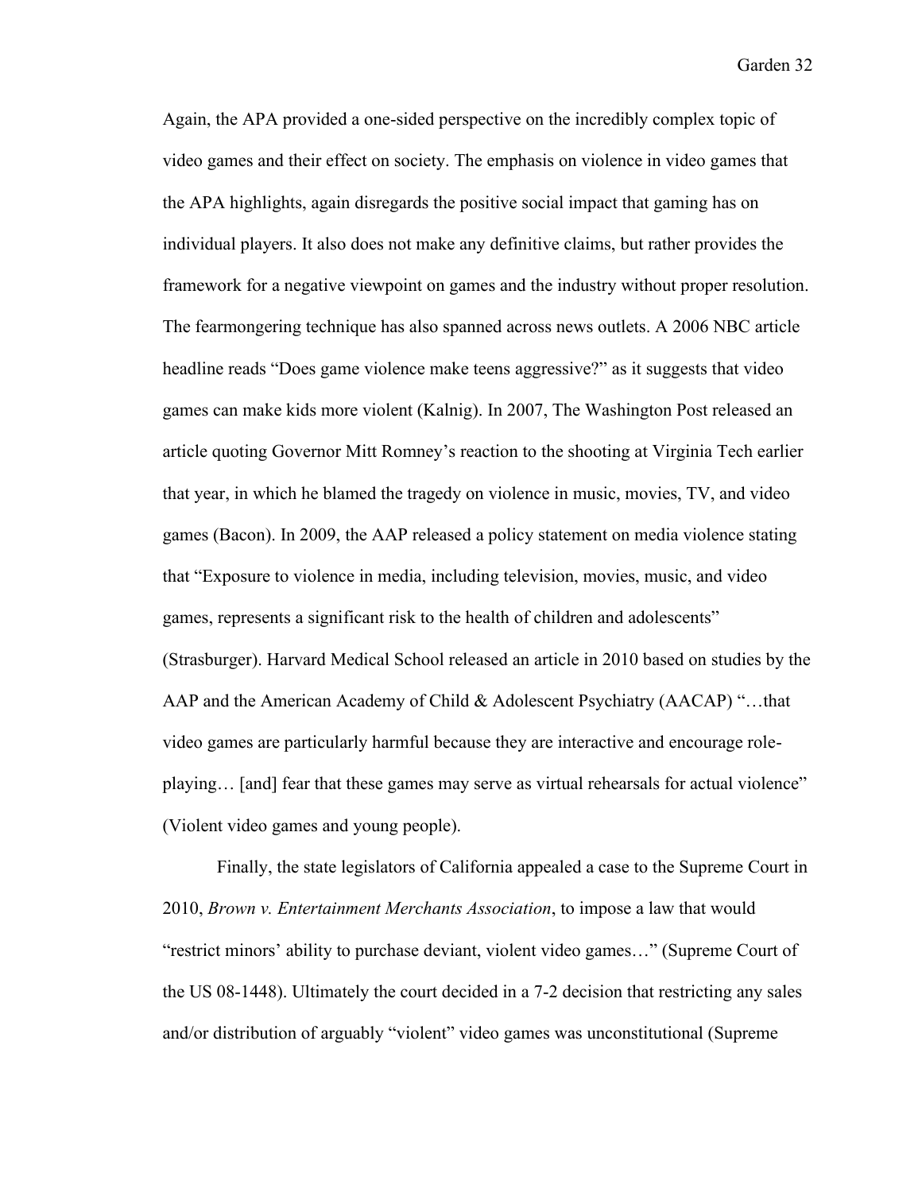Again, the APA provided a one-sided perspective on the incredibly complex topic of video games and their effect on society. The emphasis on violence in video games that the APA highlights, again disregards the positive social impact that gaming has on individual players. It also does not make any definitive claims, but rather provides the framework for a negative viewpoint on games and the industry without proper resolution. The fearmongering technique has also spanned across news outlets. A 2006 NBC article headline reads "Does game violence make teens aggressive?" as it suggests that video games can make kids more violent (Kalnig). In 2007, The Washington Post released an article quoting Governor Mitt Romney's reaction to the shooting at Virginia Tech earlier that year, in which he blamed the tragedy on violence in music, movies, TV, and video games (Bacon). In 2009, the AAP released a policy statement on media violence stating that "Exposure to violence in media, including television, movies, music, and video games, represents a significant risk to the health of children and adolescents" (Strasburger). Harvard Medical School released an article in 2010 based on studies by the AAP and the American Academy of Child & Adolescent Psychiatry (AACAP) "…that video games are particularly harmful because they are interactive and encourage role-playing… [and] fear that these games may serve as virtual rehearsals for actual violence" (Violent video games and young people).

Finally, the state legislators of California appealed a case to the Supreme Court in 2010, *Brown v. Entertainment Merchants Association*, to impose a law that would "restrict minors' ability to purchase deviant, violent video games…" (Supreme Court of the US 08-1448). Ultimately the court decided in a 7-2 decision that restricting any sales and/or distribution of arguably "violent" video games was unconstitutional (Supreme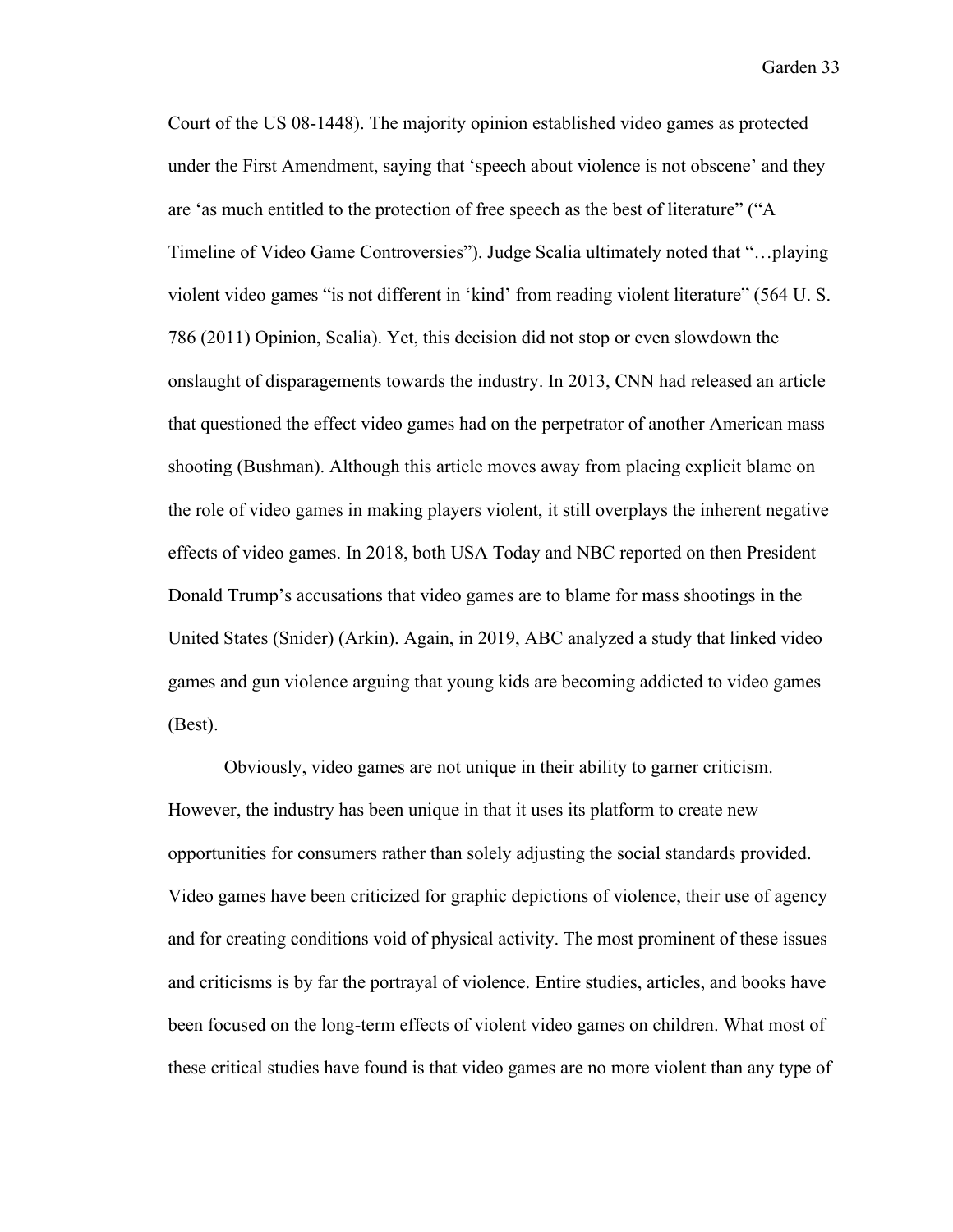Court of the US 08-1448). The majority opinion established video games as protected under the First Amendment, saying that 'speech about violence is not obscene' and they are 'as much entitled to the protection of free speech as the best of literature" ("A Timeline of Video Game Controversies"). Judge Scalia ultimately noted that "…playing violent video games "is not different in 'kind' from reading violent literature" (564 U. S. 786 (2011) Opinion, Scalia). Yet, this decision did not stop or even slowdown the onslaught of disparagements towards the industry. In 2013, CNN had released an article that questioned the effect video games had on the perpetrator of another American mass shooting (Bushman). Although this article moves away from placing explicit blame on the role of video games in making players violent, it still overplays the inherent negative effects of video games. In 2018, both USA Today and NBC reported on then President Donald Trump's accusations that video games are to blame for mass shootings in the United States (Snider) (Arkin). Again, in 2019, ABC analyzed a study that linked video games and gun violence arguing that young kids are becoming addicted to video games (Best).

Obviously, video games are not unique in their ability to garner criticism. However, the industry has been unique in that it uses its platform to create new opportunities for consumers rather than solely adjusting the social standards provided. Video games have been criticized for graphic depictions of violence, their use of agency and for creating conditions void of physical activity. The most prominent of these issues and criticisms is by far the portrayal of violence. Entire studies, articles, and books have been focused on the long-term effects of violent video games on children. What most of these critical studies have found is that video games are no more violent than any type of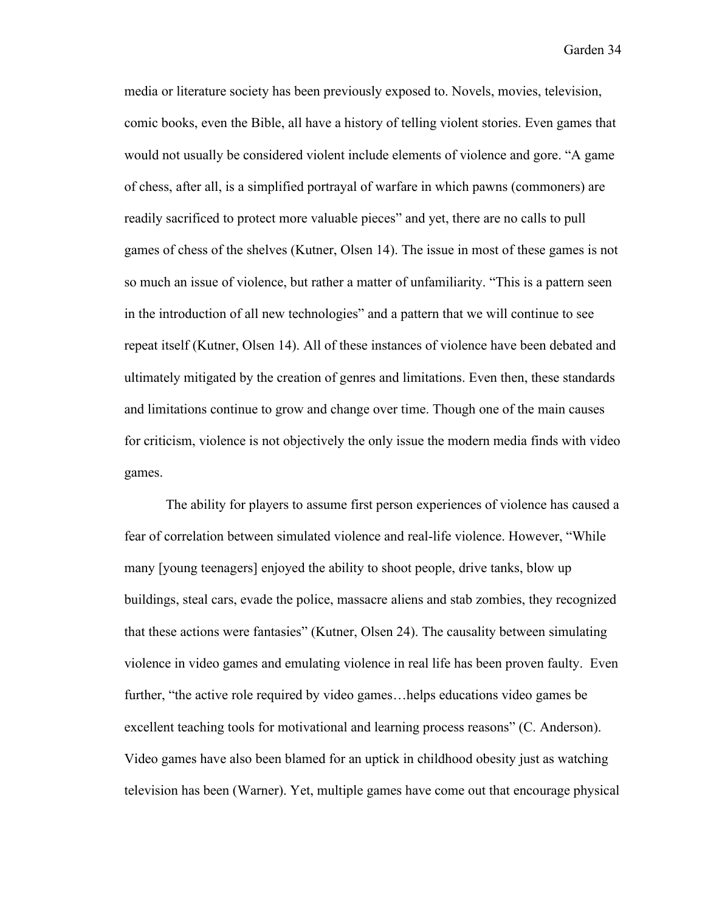media or literature society has been previously exposed to. Novels, movies, television, comic books, even the Bible, all have a history of telling violent stories. Even games that would not usually be considered violent include elements of violence and gore. "A game of chess, after all, is a simplified portrayal of warfare in which pawns (commoners) are readily sacrificed to protect more valuable pieces" and yet, there are no calls to pull games of chess of the shelves (Kutner, Olsen 14). The issue in most of these games is not so much an issue of violence, but rather a matter of unfamiliarity. "This is a pattern seen in the introduction of all new technologies" and a pattern that we will continue to see repeat itself (Kutner, Olsen 14). All of these instances of violence have been debated and ultimately mitigated by the creation of genres and limitations. Even then, these standards and limitations continue to grow and change over time. Though one of the main causes for criticism, violence is not objectively the only issue the modern media finds with video games.

The ability for players to assume first person experiences of violence has caused a fear of correlation between simulated violence and real-life violence. However, "While many [young teenagers] enjoyed the ability to shoot people, drive tanks, blow up buildings, steal cars, evade the police, massacre aliens and stab zombies, they recognized that these actions were fantasies" (Kutner, Olsen 24). The causality between simulating violence in video games and emulating violence in real life has been proven faulty. Even further, "the active role required by video games…helps educations video games be excellent teaching tools for motivational and learning process reasons" (C. Anderson). Video games have also been blamed for an uptick in childhood obesity just as watching television has been (Warner). Yet, multiple games have come out that encourage physical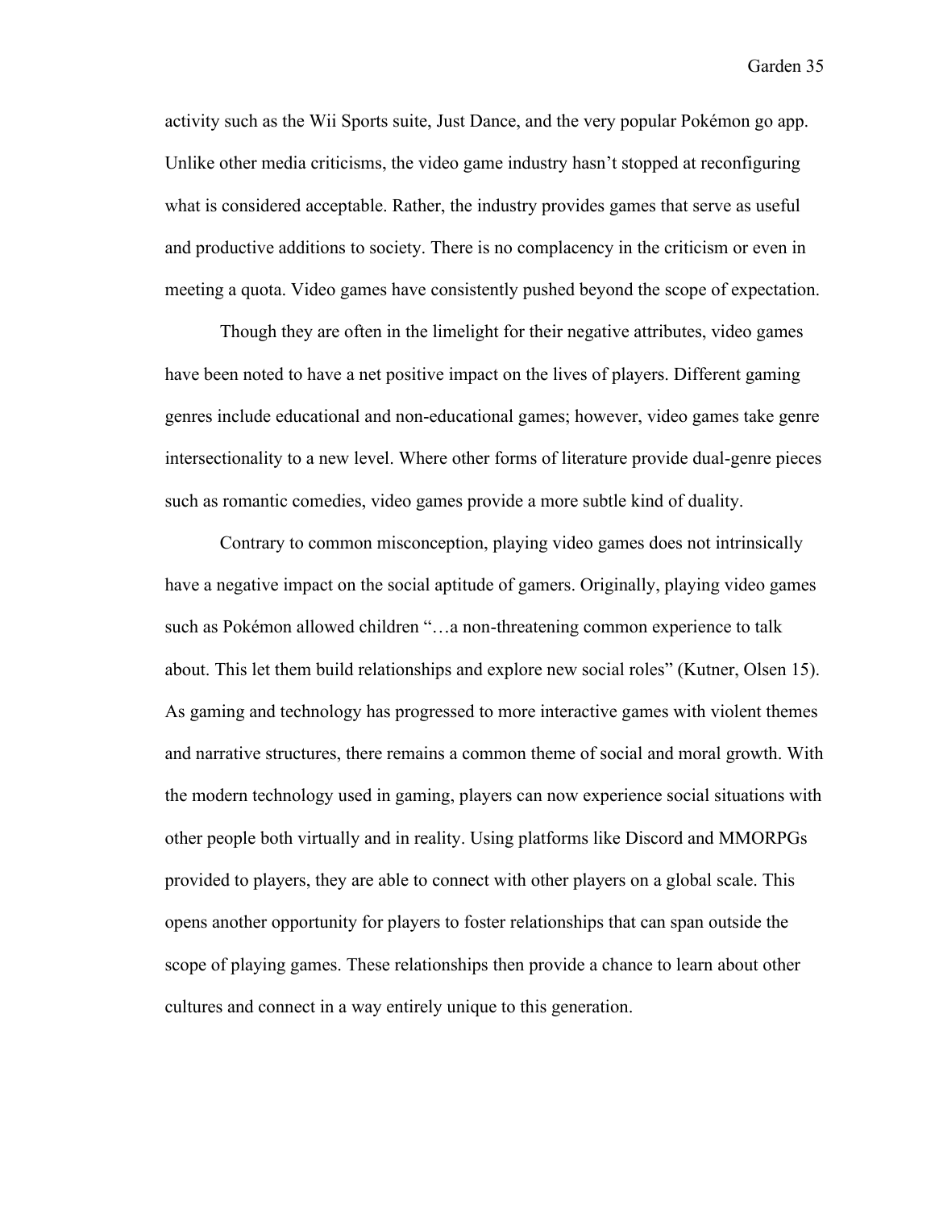activity such as the Wii Sports suite, Just Dance, and the very popular Pokémon go app. Unlike other media criticisms, the video game industry hasn't stopped at reconfiguring what is considered acceptable. Rather, the industry provides games that serve as useful and productive additions to society. There is no complacency in the criticism or even in meeting a quota. Video games have consistently pushed beyond the scope of expectation.

Though they are often in the limelight for their negative attributes, video games have been noted to have a net positive impact on the lives of players. Different gaming genres include educational and non-educational games; however, video games take genre intersectionality to a new level. Where other forms of literature provide dual-genre pieces such as romantic comedies, video games provide a more subtle kind of duality.

Contrary to common misconception, playing video games does not intrinsically have a negative impact on the social aptitude of gamers. Originally, playing video games such as Pokémon allowed children "…a non-threatening common experience to talk about. This let them build relationships and explore new social roles" (Kutner, Olsen 15). As gaming and technology has progressed to more interactive games with violent themes and narrative structures, there remains a common theme of social and moral growth. With the modern technology used in gaming, players can now experience social situations with other people both virtually and in reality. Using platforms like Discord and MMORPGs provided to players, they are able to connect with other players on a global scale. This opens another opportunity for players to foster relationships that can span outside the scope of playing games. These relationships then provide a chance to learn about other cultures and connect in a way entirely unique to this generation.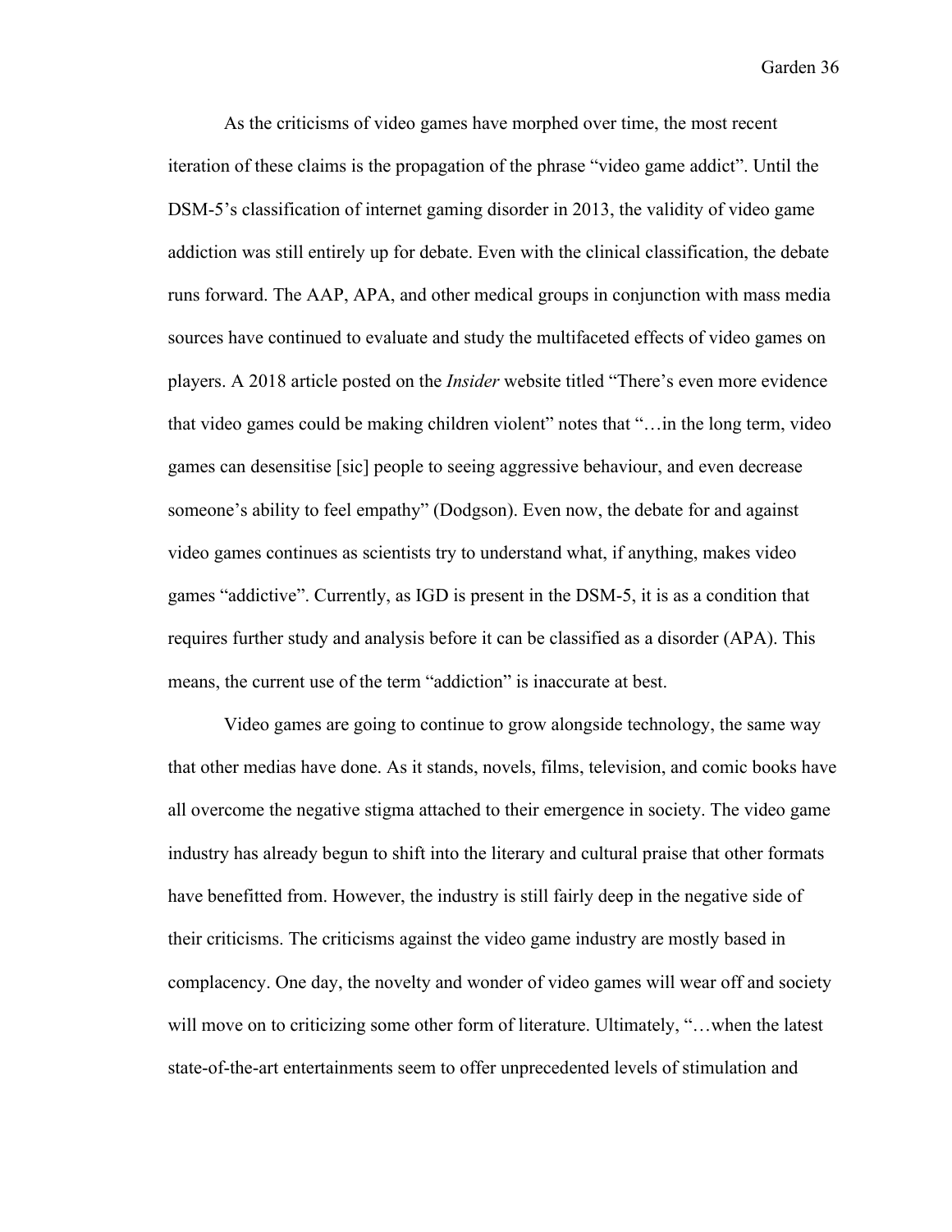As the criticisms of video games have morphed over time, the most recent iteration of these claims is the propagation of the phrase "video game addict". Until the DSM-5's classification of internet gaming disorder in 2013, the validity of video game addiction was still entirely up for debate. Even with the clinical classification, the debate runs forward. The AAP, APA, and other medical groups in conjunction with mass media sources have continued to evaluate and study the multifaceted effects of video games on players. A 2018 article posted on the *Insider* website titled "There's even more evidence that video games could be making children violent" notes that "…in the long term, video games can desensitise [sic] people to seeing aggressive behaviour, and even decrease someone's ability to feel empathy" (Dodgson). Even now, the debate for and against video games continues as scientists try to understand what, if anything, makes video games "addictive". Currently, as IGD is present in the DSM-5, it is as a condition that requires further study and analysis before it can be classified as a disorder (APA). This means, the current use of the term "addiction" is inaccurate at best.

Video games are going to continue to grow alongside technology, the same way that other medias have done. As it stands, novels, films, television, and comic books have all overcome the negative stigma attached to their emergence in society. The video game industry has already begun to shift into the literary and cultural praise that other formats have benefitted from. However, the industry is still fairly deep in the negative side of their criticisms. The criticisms against the video game industry are mostly based in complacency. One day, the novelty and wonder of video games will wear off and society will move on to criticizing some other form of literature. Ultimately, "…when the latest state-of-the-art entertainments seem to offer unprecedented levels of stimulation and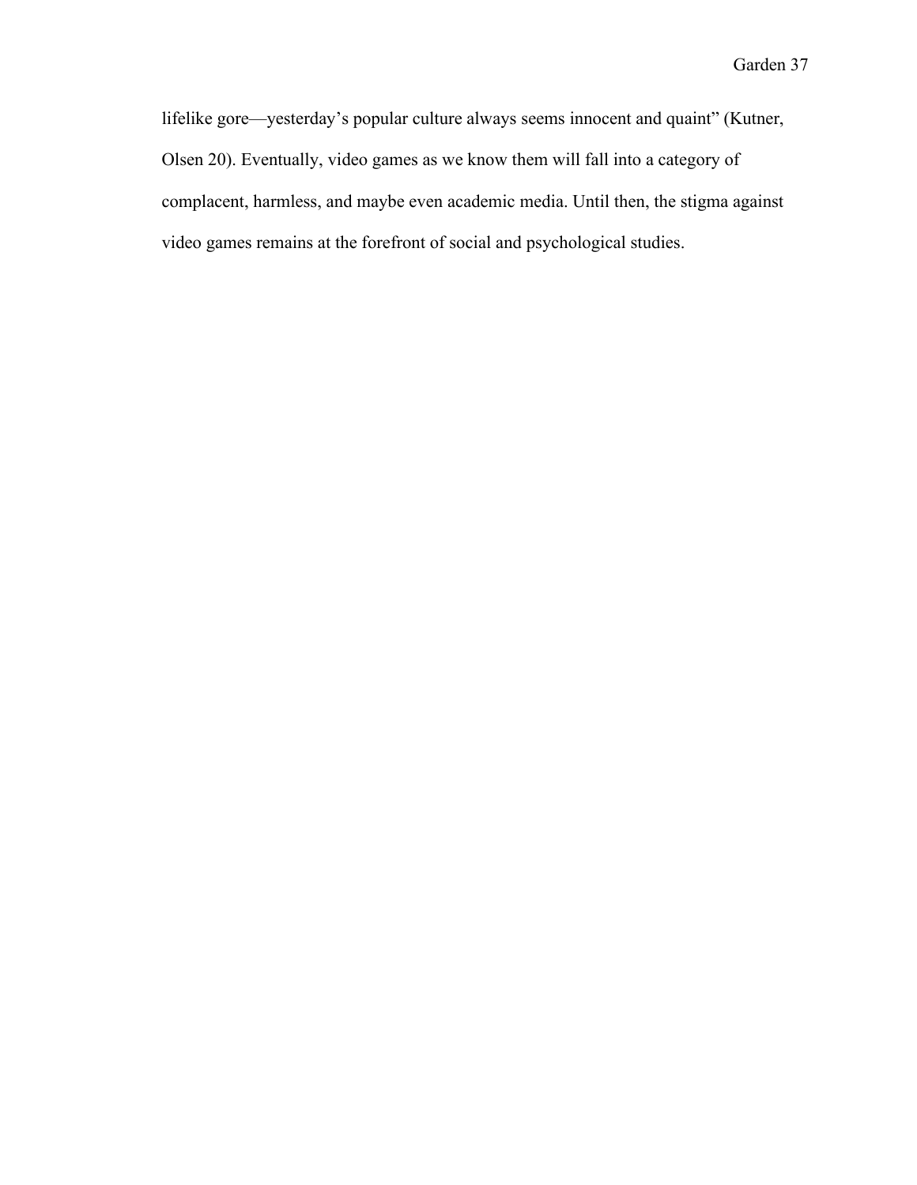lifelike gore—yesterday's popular culture always seems innocent and quaint" (Kutner, Olsen 20). Eventually, video games as we know them will fall into a category of complacent, harmless, and maybe even academic media. Until then, the stigma against video games remains at the forefront of social and psychological studies.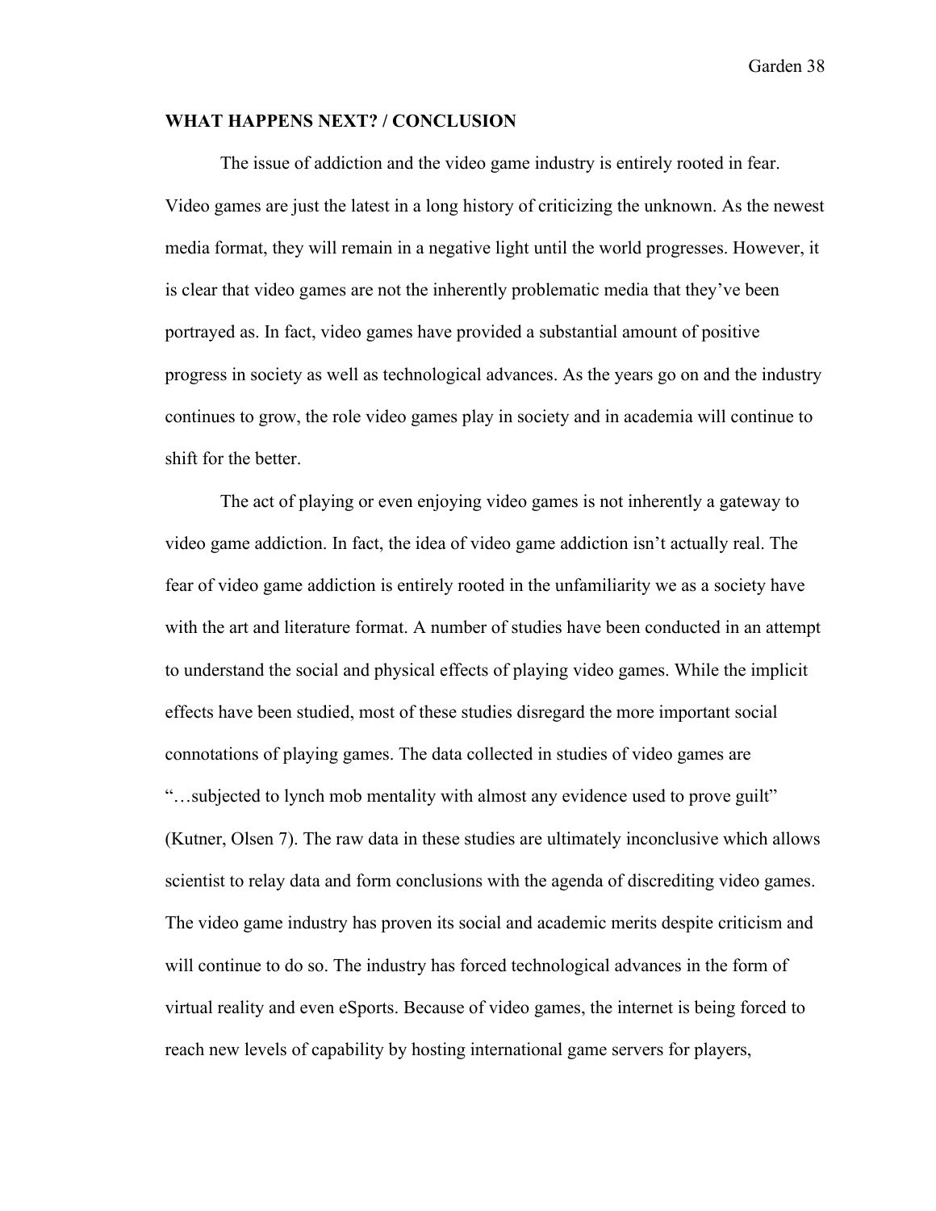## WHAT HAPPENS NEXT? / CONCLUSION

The issue of addiction and the video game industry is entirely rooted in fear. Video games are just the latest in a long history of criticizing the unknown. As the newest media format, they will remain in a negative light until the world progresses. However, it is clear that video games are not the inherently problematic media that they've been portrayed as. In fact, video games have provided a substantial amount of positive progress in society as well as technological advances. As the years go on and the industry continues to grow, the role video games play in society and in academia will continue to shift for the better.

The act of playing or even enjoying video games is not inherently a gateway to video game addiction. In fact, the idea of video game addiction isn't actually real. The fear of video game addiction is entirely rooted in the unfamiliarity we as a society have with the art and literature format. A number of studies have been conducted in an attempt to understand the social and physical effects of playing video games. While the implicit effects have been studied, most of these studies disregard the more important social connotations of playing games. The data collected in studies of video games are "…subjected to lynch mob mentality with almost any evidence used to prove guilt" (Kutner, Olsen 7). The raw data in these studies are ultimately inconclusive which allows scientist to relay data and form conclusions with the agenda of discrediting video games. The video game industry has proven its social and academic merits despite criticism and will continue to do so. The industry has forced technological advances in the form of virtual reality and even eSports. Because of video games, the internet is being forced to reach new levels of capability by hosting international game servers for players,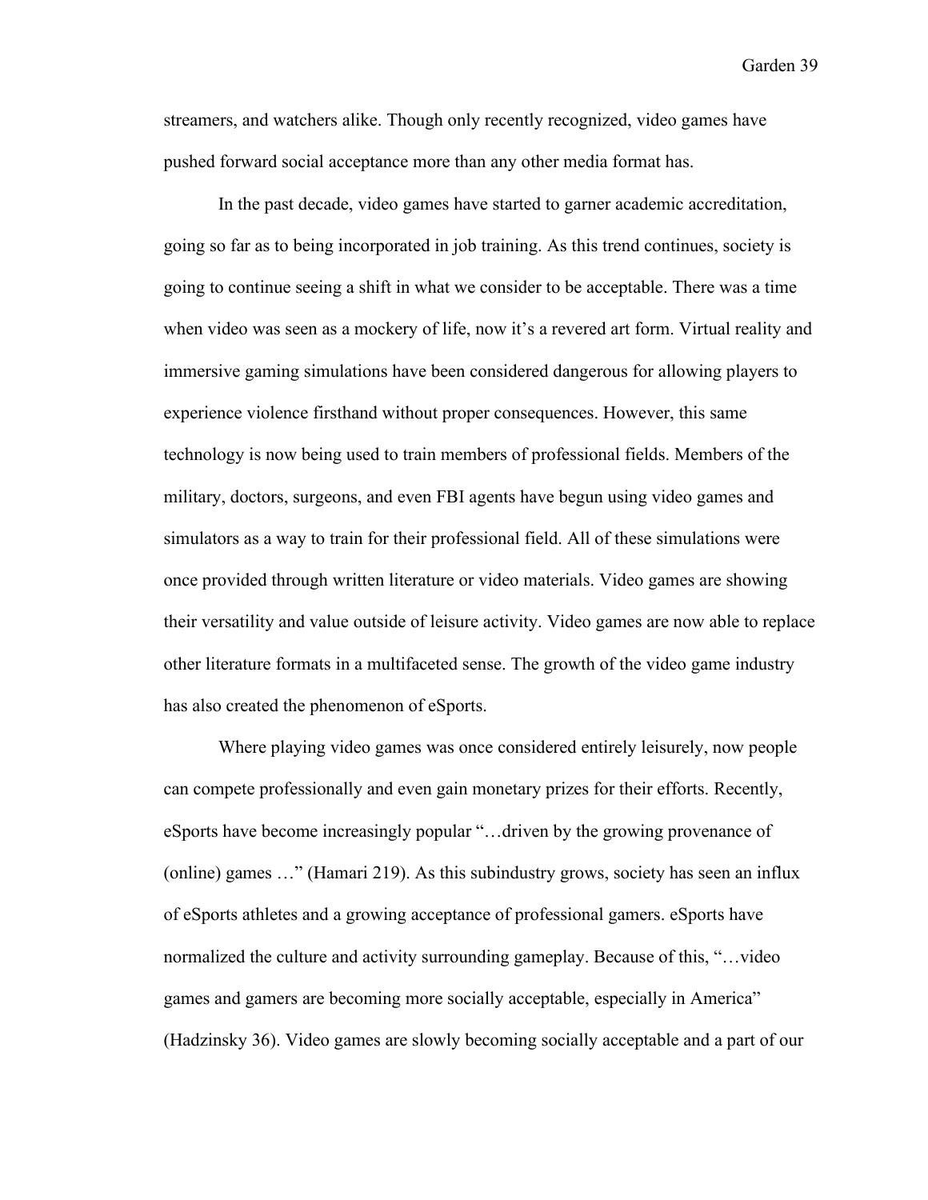streamers, and watchers alike. Though only recently recognized, video games have pushed forward social acceptance more than any other media format has.

In the past decade, video games have started to garner academic accreditation, going so far as to being incorporated in job training. As this trend continues, society is going to continue seeing a shift in what we consider to be acceptable. There was a time when video was seen as a mockery of life, now it's a revered art form. Virtual reality and immersive gaming simulations have been considered dangerous for allowing players to experience violence firsthand without proper consequences. However, this same technology is now being used to train members of professional fields. Members of the military, doctors, surgeons, and even FBI agents have begun using video games and simulators as a way to train for their professional field. All of these simulations were once provided through written literature or video materials. Video games are showing their versatility and value outside of leisure activity. Video games are now able to replace other literature formats in a multifaceted sense. The growth of the video game industry has also created the phenomenon of eSports.

Where playing video games was once considered entirely leisurely, now people can compete professionally and even gain monetary prizes for their efforts. Recently, eSports have become increasingly popular "…driven by the growing provenance of (online) games …" (Hamari 219). As this subindustry grows, society has seen an influx of eSports athletes and a growing acceptance of professional gamers. eSports have normalized the culture and activity surrounding gameplay. Because of this, "…video games and gamers are becoming more socially acceptable, especially in America" (Hadzinsky 36). Video games are slowly becoming socially acceptable and a part of our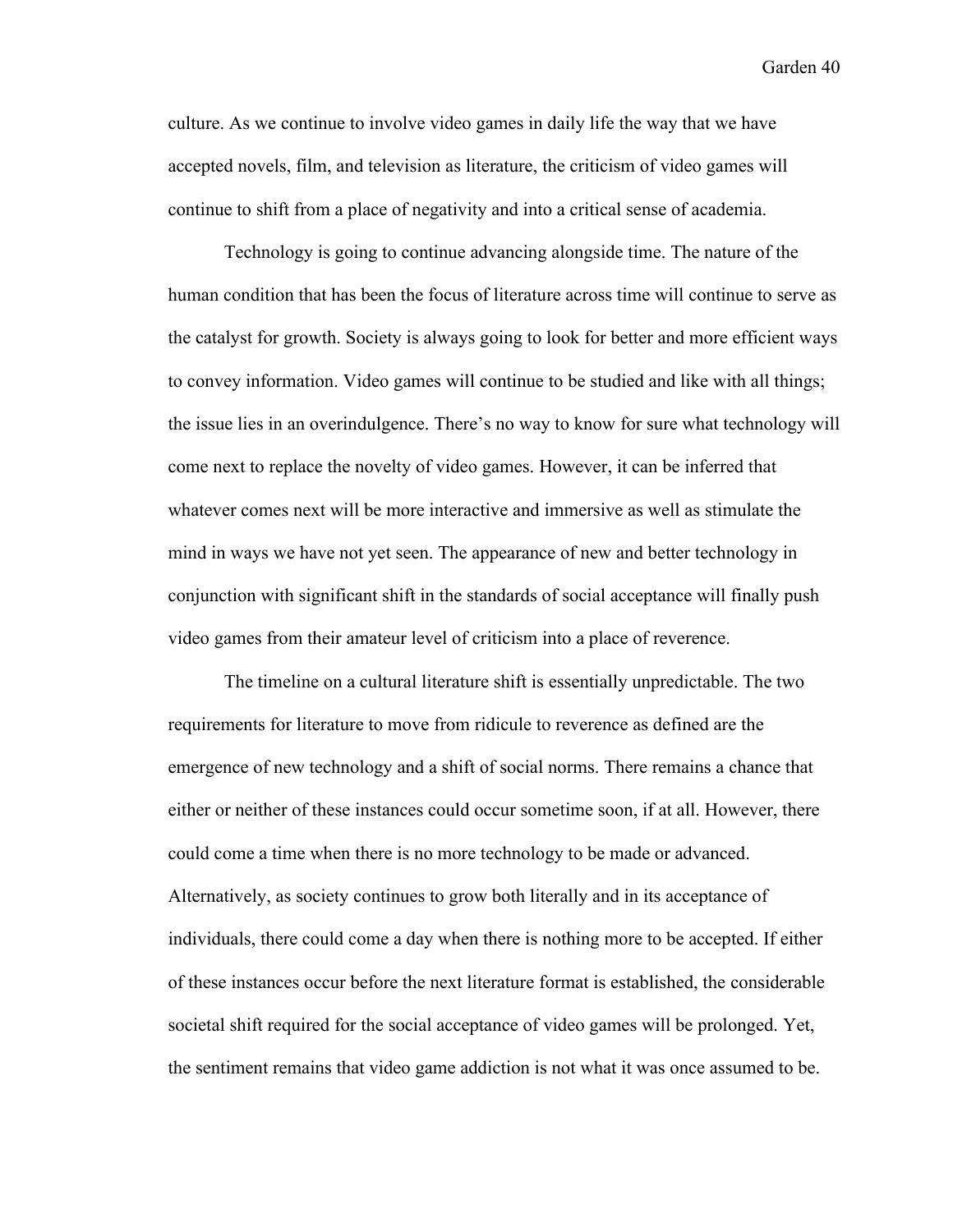culture. As we continue to involve video games in daily life the way that we have accepted novels, film, and television as literature, the criticism of video games will continue to shift from a place of negativity and into a critical sense of academia.

Technology is going to continue advancing alongside time. The nature of the human condition that has been the focus of literature across time will continue to serve as the catalyst for growth. Society is always going to look for better and more efficient ways to convey information. Video games will continue to be studied and like with all things; the issue lies in an overindulgence. There's no way to know for sure what technology will come next to replace the novelty of video games. However, it can be inferred that whatever comes next will be more interactive and immersive as well as stimulate the mind in ways we have not yet seen. The appearance of new and better technology in conjunction with significant shift in the standards of social acceptance will finally push video games from their amateur level of criticism into a place of reverence.

The timeline on a cultural literature shift is essentially unpredictable. The two requirements for literature to move from ridicule to reverence as defined are the emergence of new technology and a shift of social norms. There remains a chance that either or neither of these instances could occur sometime soon, if at all. However, there could come a time when there is no more technology to be made or advanced. Alternatively, as society continues to grow both literally and in its acceptance of individuals, there could come a day when there is nothing more to be accepted. If either of these instances occur before the next literature format is established, the considerable societal shift required for the social acceptance of video games will be prolonged. Yet, the sentiment remains that video game addiction is not what it was once assumed to be.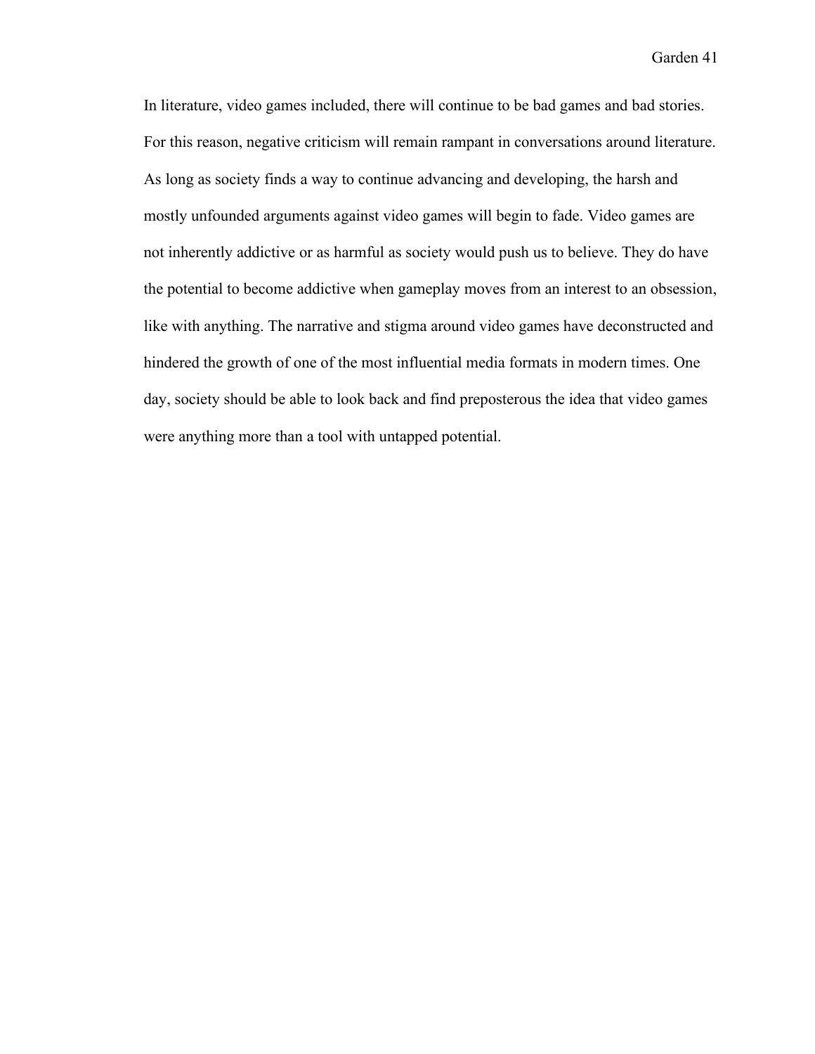In literature, video games included, there will continue to be bad games and bad stories. For this reason, negative criticism will remain rampant in conversations around literature. As long as society finds a way to continue advancing and developing, the harsh and mostly unfounded arguments against video games will begin to fade. Video games are not inherently addictive or as harmful as society would push us to believe. They do have the potential to become addictive when gameplay moves from an interest to an obsession, like with anything. The narrative and stigma around video games have deconstructed and hindered the growth of one of the most influential media formats in modern times. One day, society should be able to look back and find preposterous the idea that video games were anything more than a tool with untapped potential.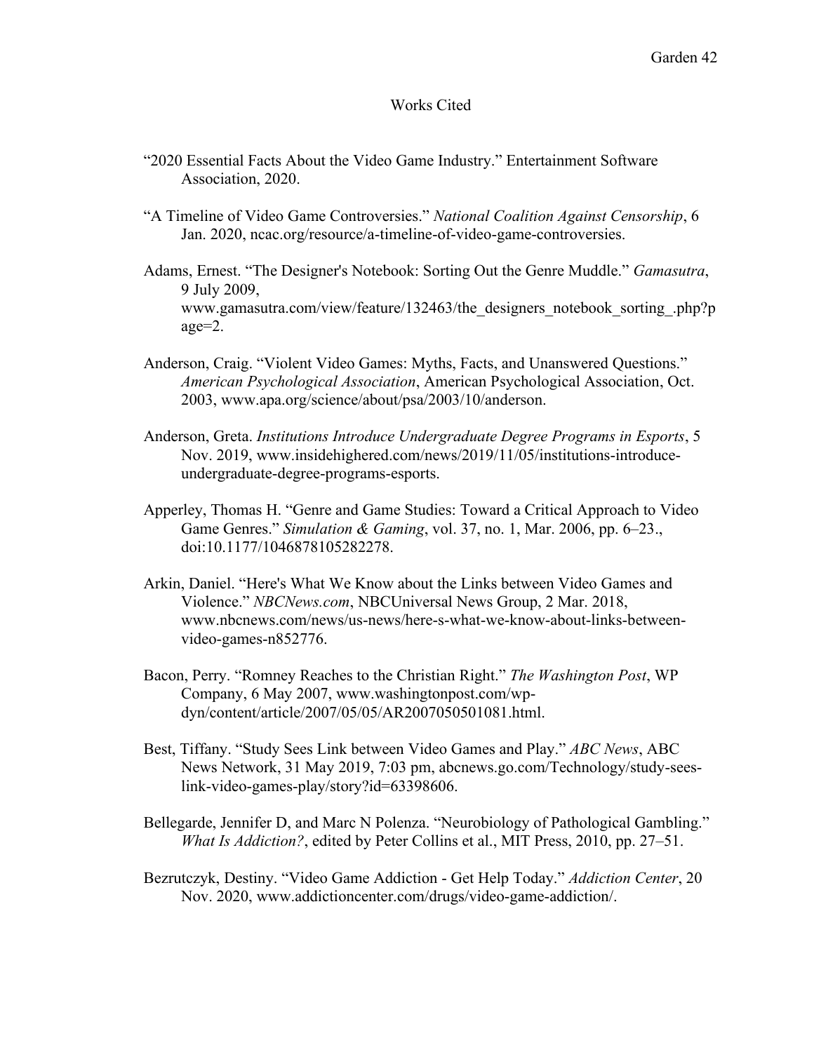# Works Cited

"2020 Essential Facts About the Video Game Industry." Entertainment Software Association, 2020.

"A Timeline of Video Game Controversies." *National Coalition Against Censorship*, 6 Jan. 2020, ncac.org/resource/a-timeline-of-video-game-controversies.

Adams, Ernest. "The Designer's Notebook: Sorting Out the Genre Muddle." *Gamasutra*, 9 July 2009, www.gamasutra.com/view/feature/132463/the_designers_notebook_sorting_.php?page=2.

Anderson, Craig. "Violent Video Games: Myths, Facts, and Unanswered Questions." *American Psychological Association*, American Psychological Association, Oct. 2003, www.apa.org/science/about/psa/2003/10/anderson.

Anderson, Greta. *Institutions Introduce Undergraduate Degree Programs in Esports*, 5 Nov. 2019, www.insidehighered.com/news/2019/11/05/institutions-introduce-undergraduate-degree-programs-esports.

Apperley, Thomas H. "Genre and Game Studies: Toward a Critical Approach to Video Game Genres." *Simulation & Gaming*, vol. 37, no. 1, Mar. 2006, pp. 6–23., doi:10.1177/1046878105282278.

Arkin, Daniel. "Here's What We Know about the Links between Video Games and Violence." *NBCNews.com*, NBCUniversal News Group, 2 Mar. 2018, www.nbcnews.com/news/us-news/here-s-what-we-know-about-links-between-video-games-n852776.

Bacon, Perry. "Romney Reaches to the Christian Right." *The Washington Post*, WP Company, 6 May 2007, www.washingtonpost.com/wp-dyn/content/article/2007/05/05/AR2007050501081.html.

Best, Tiffany. "Study Sees Link between Video Games and Play." *ABC News*, ABC News Network, 31 May 2019, 7:03 pm, abcnews.go.com/Technology/study-sees-link-video-games-play/story?id=63398606.

Bellegarde, Jennifer D, and Marc N Polenza. "Neurobiology of Pathological Gambling." *What Is Addiction?*, edited by Peter Collins et al., MIT Press, 2010, pp. 27–51.

Bezrutczyk, Destiny. "Video Game Addiction - Get Help Today." *Addiction Center*, 20 Nov. 2020, www.addictioncenter.com/drugs/video-game-addiction/.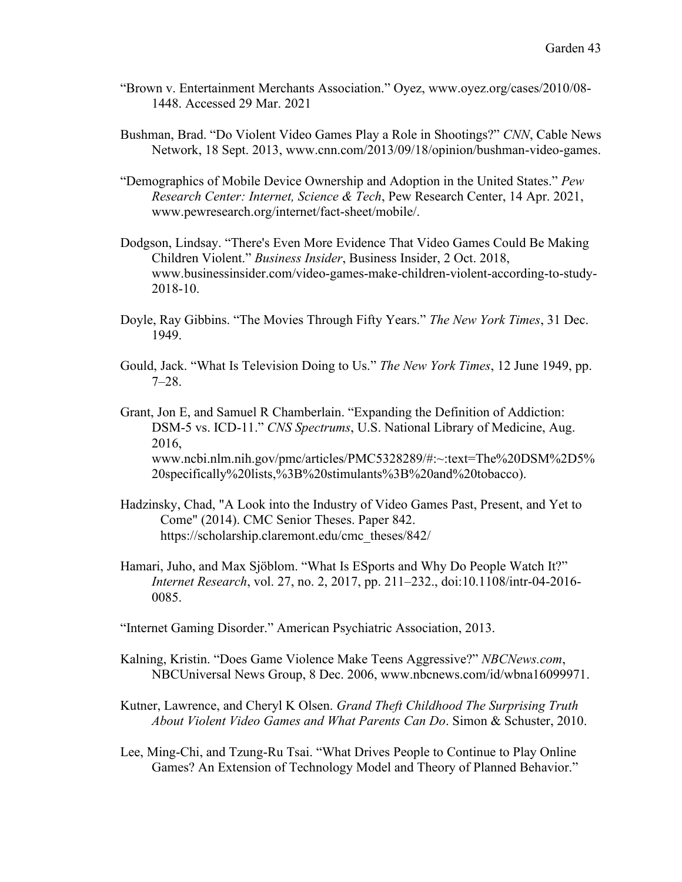"Brown v. Entertainment Merchants Association." Oyez, www.oyez.org/cases/2010/08-1448. Accessed 29 Mar. 2021

Bushman, Brad. "Do Violent Video Games Play a Role in Shootings?" *CNN*, Cable News Network, 18 Sept. 2013, www.cnn.com/2013/09/18/opinion/bushman-video-games.

"Demographics of Mobile Device Ownership and Adoption in the United States." *Pew Research Center: Internet, Science & Tech*, Pew Research Center, 14 Apr. 2021, www.pewresearch.org/internet/fact-sheet/mobile/.

Dodgson, Lindsay. "There's Even More Evidence That Video Games Could Be Making Children Violent." *Business Insider*, Business Insider, 2 Oct. 2018, www.businessinsider.com/video-games-make-children-violent-according-to-study-2018-10.

Doyle, Ray Gibbins. "The Movies Through Fifty Years." *The New York Times*, 31 Dec. 1949.

Gould, Jack. "What Is Television Doing to Us." *The New York Times*, 12 June 1949, pp. 7–28.

Grant, Jon E, and Samuel R Chamberlain. "Expanding the Definition of Addiction: DSM-5 vs. ICD-11." *CNS Spectrums*, U.S. National Library of Medicine, Aug. 2016, www.ncbi.nlm.nih.gov/pmc/articles/PMC5328289/#:~:text=The%20DSM%2D5%20specifically%20lists,%3B%20stimulants%3B%20and%20tobacco).

Hadzinsky, Chad, "A Look into the Industry of Video Games Past, Present, and Yet to Come" (2014). CMC Senior Theses. Paper 842. https://scholarship.claremont.edu/cmc_theses/842/

Hamari, Juho, and Max Sjöblom. "What Is ESports and Why Do People Watch It?" *Internet Research*, vol. 27, no. 2, 2017, pp. 211–232., doi:10.1108/intr-04-2016-0085.

"Internet Gaming Disorder." American Psychiatric Association, 2013.

Kalning, Kristin. "Does Game Violence Make Teens Aggressive?" *NBCNews.com*, NBCUniversal News Group, 8 Dec. 2006, www.nbcnews.com/id/wbna16099971.

Kutner, Lawrence, and Cheryl K Olsen. *Grand Theft Childhood The Surprising Truth About Violent Video Games and What Parents Can Do*. Simon & Schuster, 2010.

Lee, Ming-Chi, and Tzung-Ru Tsai. "What Drives People to Continue to Play Online Games? An Extension of Technology Model and Theory of Planned Behavior."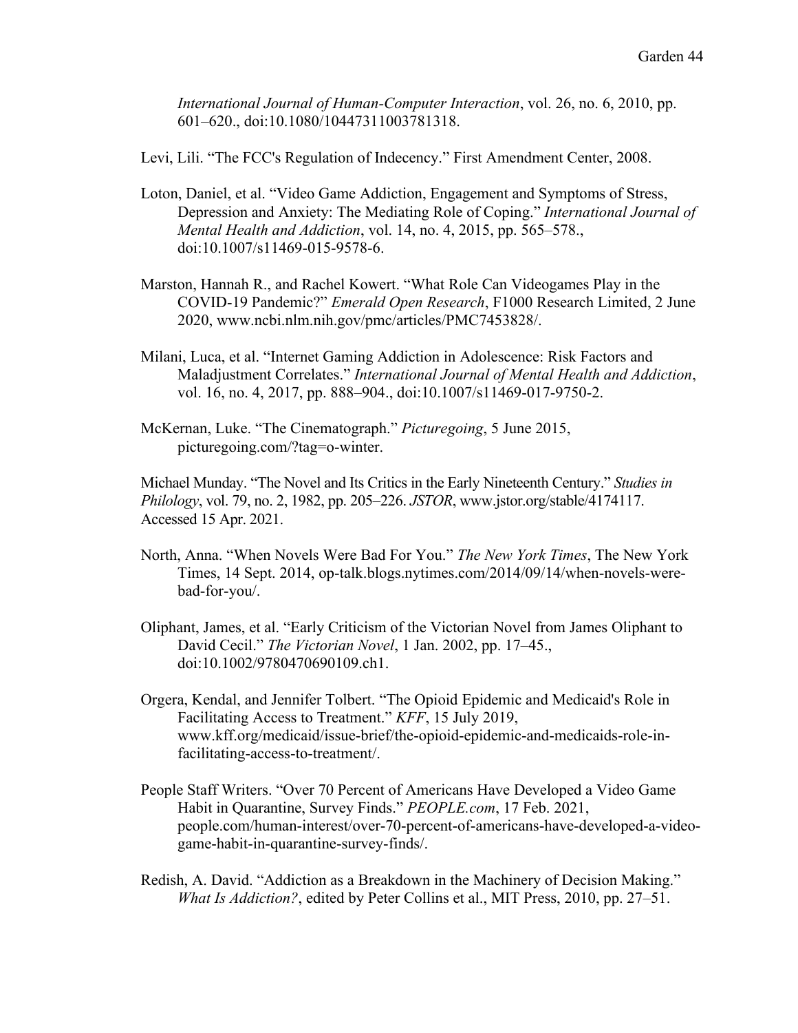*International Journal of Human-Computer Interaction*, vol. 26, no. 6, 2010, pp. 601–620., doi:10.1080/10447311003781318.

Levi, Lili. "The FCC's Regulation of Indecency." First Amendment Center, 2008.

Loton, Daniel, et al. "Video Game Addiction, Engagement and Symptoms of Stress, Depression and Anxiety: The Mediating Role of Coping." *International Journal of Mental Health and Addiction*, vol. 14, no. 4, 2015, pp. 565–578., doi:10.1007/s11469-015-9578-6.

Marston, Hannah R., and Rachel Kowert. "What Role Can Videogames Play in the COVID-19 Pandemic?" *Emerald Open Research*, F1000 Research Limited, 2 June 2020, www.ncbi.nlm.nih.gov/pmc/articles/PMC7453828/.

Milani, Luca, et al. "Internet Gaming Addiction in Adolescence: Risk Factors and Maladjustment Correlates." *International Journal of Mental Health and Addiction*, vol. 16, no. 4, 2017, pp. 888–904., doi:10.1007/s11469-017-9750-2.

McKernan, Luke. "The Cinematograph." *Picturegoing*, 5 June 2015, picturegoing.com/?tag=o-winter.

Michael Munday. "The Novel and Its Critics in the Early Nineteenth Century." *Studies in Philology*, vol. 79, no. 2, 1982, pp. 205–226. *JSTOR*, www.jstor.org/stable/4174117. Accessed 15 Apr. 2021.

North, Anna. "When Novels Were Bad For You." *The New York Times*, The New York Times, 14 Sept. 2014, op-talk.blogs.nytimes.com/2014/09/14/when-novels-were-bad-for-you/.

Oliphant, James, et al. "Early Criticism of the Victorian Novel from James Oliphant to David Cecil." *The Victorian Novel*, 1 Jan. 2002, pp. 17–45., doi:10.1002/9780470690109.ch1.

Orgera, Kendal, and Jennifer Tolbert. "The Opioid Epidemic and Medicaid's Role in Facilitating Access to Treatment." *KFF*, 15 July 2019, www.kff.org/medicaid/issue-brief/the-opioid-epidemic-and-medicaids-role-in-facilitating-access-to-treatment/.

People Staff Writers. "Over 70 Percent of Americans Have Developed a Video Game Habit in Quarantine, Survey Finds." *PEOPLE.com*, 17 Feb. 2021, people.com/human-interest/over-70-percent-of-americans-have-developed-a-video-game-habit-in-quarantine-survey-finds/.

Redish, A. David. "Addiction as a Breakdown in the Machinery of Decision Making." *What Is Addiction?*, edited by Peter Collins et al., MIT Press, 2010, pp. 27–51.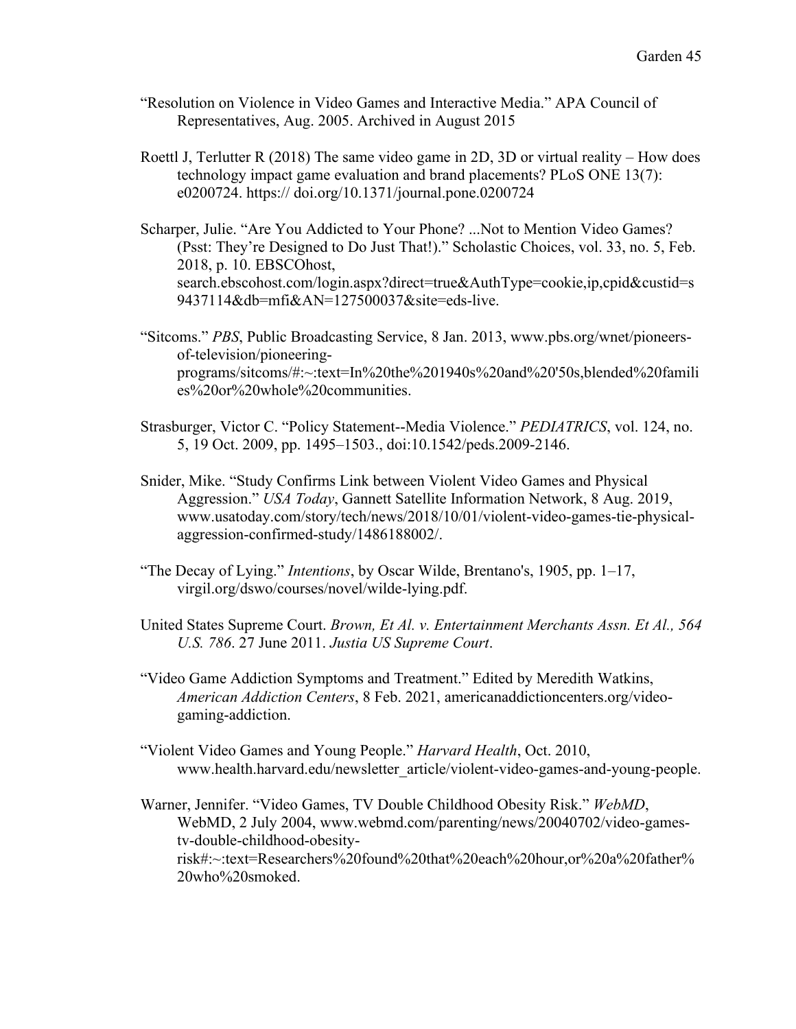“Resolution on Violence in Video Games and Interactive Media.” APA Council of Representatives, Aug. 2005. Archived in August 2015

Roettl J, Terlutter R (2018) The same video game in 2D, 3D or virtual reality – How does technology impact game evaluation and brand placements? PLoS ONE 13(7): e0200724. https:// doi.org/10.1371/journal.pone.0200724

Scharper, Julie. “Are You Addicted to Your Phone? ...Not to Mention Video Games? (Psst: They’re Designed to Do Just That!).” Scholastic Choices, vol. 33, no. 5, Feb. 2018, p. 10. EBSCOhost, search.ebscohost.com/login.aspx?direct=true&AuthType=cookie,ip,cpid&custid=s9437114&db=mfi&AN=127500037&site=eds-live.

“Sitcoms.” *PBS*, Public Broadcasting Service, 8 Jan. 2013, www.pbs.org/wnet/pioneers-of-television/pioneering-programs/sitcoms/#:~:text=In%20the%201940s%20and%20'50s,blended%20families%20or%20whole%20communities.

Strasburger, Victor C. “Policy Statement--Media Violence.” *PEDIATRICS*, vol. 124, no. 5, 19 Oct. 2009, pp. 1495–1503., doi:10.1542/peds.2009-2146.

Snider, Mike. “Study Confirms Link between Violent Video Games and Physical Aggression.” *USA Today*, Gannett Satellite Information Network, 8 Aug. 2019, www.usatoday.com/story/tech/news/2018/10/01/violent-video-games-tie-physical-aggression-confirmed-study/1486188002/.

“The Decay of Lying.” *Intentions*, by Oscar Wilde, Brentano's, 1905, pp. 1–17, virgil.org/dswo/courses/novel/wilde-lying.pdf.

United States Supreme Court. *Brown, Et Al. v. Entertainment Merchants Assn. Et Al., 564 U.S. 786*. 27 June 2011. *Justia US Supreme Court*.

“Video Game Addiction Symptoms and Treatment.” Edited by Meredith Watkins, *American Addiction Centers*, 8 Feb. 2021, americanaddictioncenters.org/video-gaming-addiction.

“Violent Video Games and Young People.” *Harvard Health*, Oct. 2010, www.health.harvard.edu/newsletter_article/violent-video-games-and-young-people.

Warner, Jennifer. “Video Games, TV Double Childhood Obesity Risk.” *WebMD*, WebMD, 2 July 2004, www.webmd.com/parenting/news/20040702/video-games-tv-double-childhood-obesity-risk#:~:text=Researchers%20found%20that%20each%20hour,or%20a%20father%20who%20smoked.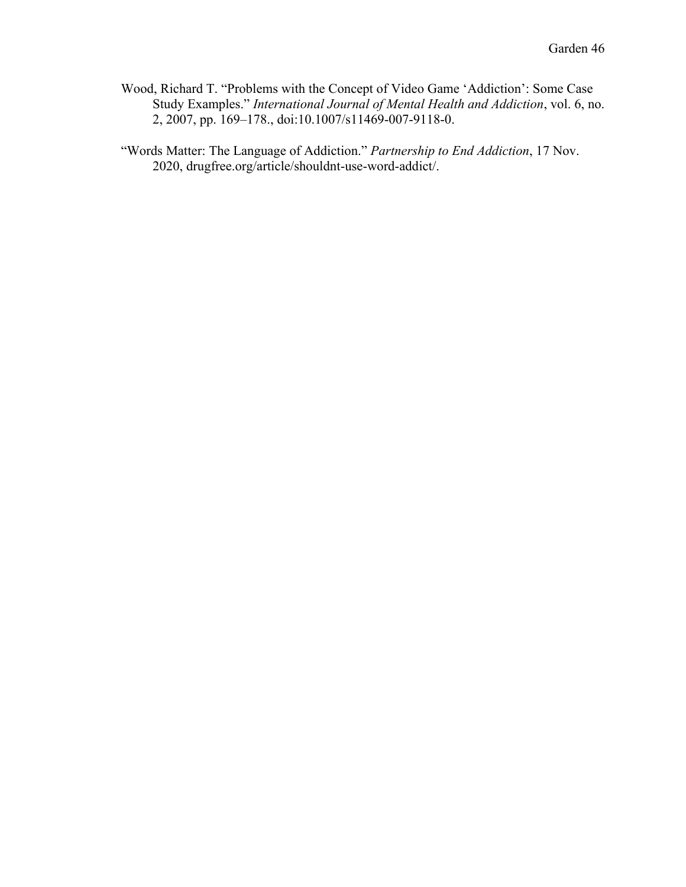Wood, Richard T. "Problems with the Concept of Video Game 'Addiction': Some Case Study Examples." *International Journal of Mental Health and Addiction*, vol. 6, no. 2, 2007, pp. 169–178., doi:10.1007/s11469-007-9118-0.

"Words Matter: The Language of Addiction." *Partnership to End Addiction*, 17 Nov. 2020, drugfree.org/article/shouldnt-use-word-addict/.